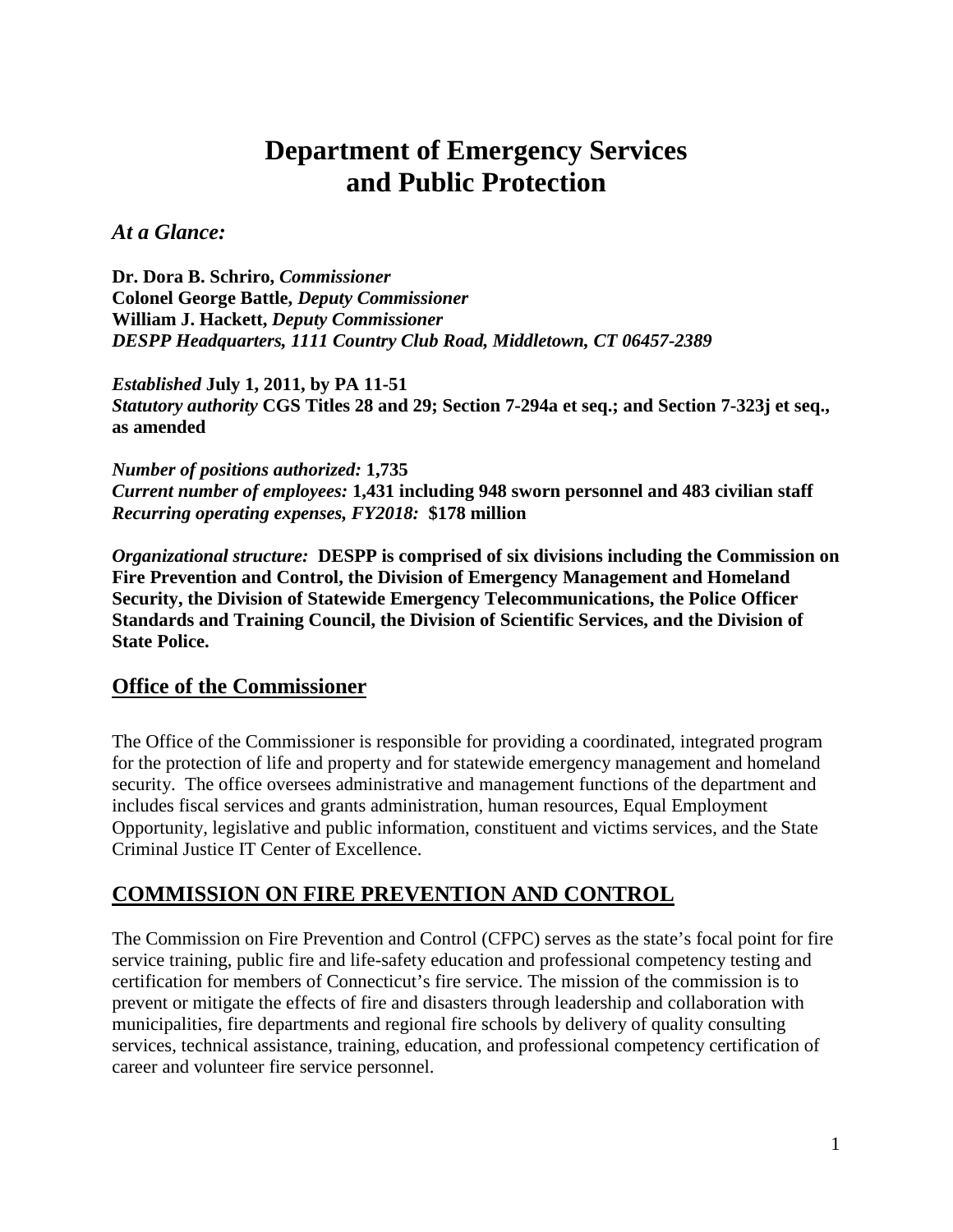# Department of Emergency Services and Public Protection

### *At a Glance:*

**Dr. Dora B. Schriro,** ***Commissioner***
**Colonel George Battle,** ***Deputy Commissioner***
**William J. Hackett,** ***Deputy Commissioner***
***DESPP Headquarters, 1111 Country Club Road, Middletown, CT 06457-2389***

***Established*** **July 1, 2011, by PA 11-51**
***Statutory authority*** **CGS Titles 28 and 29; Section 7-294a et seq.; and Section 7-323j et seq., as amended**

***Number of positions authorized:*** **1,735**
***Current number of employees:*** **1,431 including 948 sworn personnel and 483 civilian staff**
***Recurring operating expenses, FY2018:*** **$178 million**

***Organizational structure:*** **DESPP is comprised of six divisions including the Commission on Fire Prevention and Control, the Division of Emergency Management and Homeland Security, the Division of Statewide Emergency Telecommunications, the Police Officer Standards and Training Council, the Division of Scientific Services, and the Division of State Police.**

## Office of the Commissioner

The Office of the Commissioner is responsible for providing a coordinated, integrated program for the protection of life and property and for statewide emergency management and homeland security. The office oversees administrative and management functions of the department and includes fiscal services and grants administration, human resources, Equal Employment Opportunity, legislative and public information, constituent and victims services, and the State Criminal Justice IT Center of Excellence.

## COMMISSION ON FIRE PREVENTION AND CONTROL

The Commission on Fire Prevention and Control (CFPC) serves as the state's focal point for fire service training, public fire and life-safety education and professional competency testing and certification for members of Connecticut's fire service. The mission of the commission is to prevent or mitigate the effects of fire and disasters through leadership and collaboration with municipalities, fire departments and regional fire schools by delivery of quality consulting services, technical assistance, training, education, and professional competency certification of career and volunteer fire service personnel.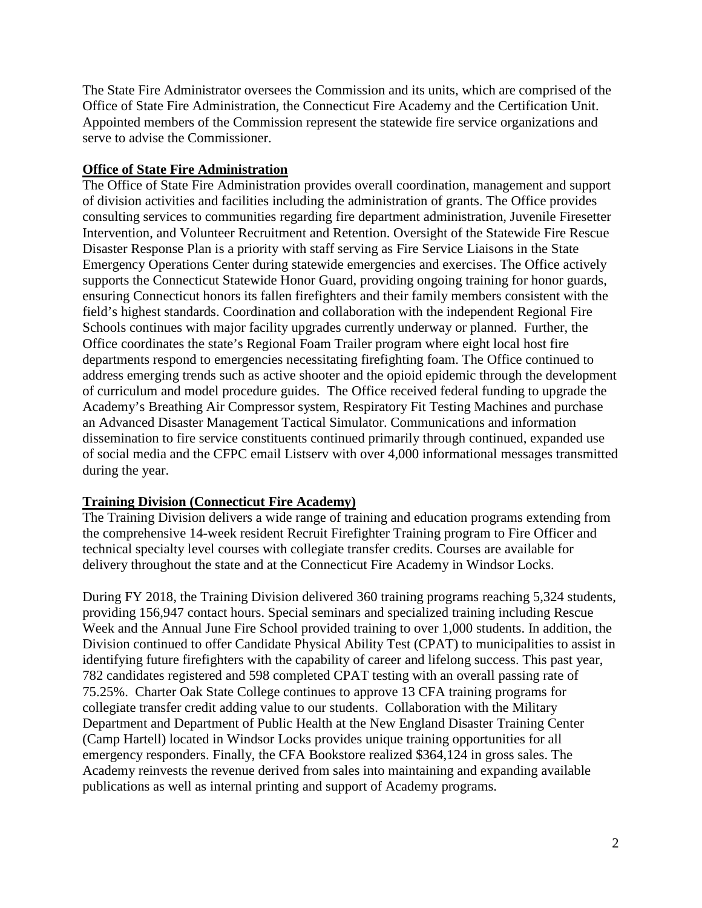The State Fire Administrator oversees the Commission and its units, which are comprised of the Office of State Fire Administration, the Connecticut Fire Academy and the Certification Unit. Appointed members of the Commission represent the statewide fire service organizations and serve to advise the Commissioner.

## Office of State Fire Administration

The Office of State Fire Administration provides overall coordination, management and support of division activities and facilities including the administration of grants. The Office provides consulting services to communities regarding fire department administration, Juvenile Firesetter Intervention, and Volunteer Recruitment and Retention. Oversight of the Statewide Fire Rescue Disaster Response Plan is a priority with staff serving as Fire Service Liaisons in the State Emergency Operations Center during statewide emergencies and exercises. The Office actively supports the Connecticut Statewide Honor Guard, providing ongoing training for honor guards, ensuring Connecticut honors its fallen firefighters and their family members consistent with the field's highest standards. Coordination and collaboration with the independent Regional Fire Schools continues with major facility upgrades currently underway or planned. Further, the Office coordinates the state's Regional Foam Trailer program where eight local host fire departments respond to emergencies necessitating firefighting foam. The Office continued to address emerging trends such as active shooter and the opioid epidemic through the development of curriculum and model procedure guides. The Office received federal funding to upgrade the Academy's Breathing Air Compressor system, Respiratory Fit Testing Machines and purchase an Advanced Disaster Management Tactical Simulator. Communications and information dissemination to fire service constituents continued primarily through continued, expanded use of social media and the CFPC email Listserv with over 4,000 informational messages transmitted during the year.

## Training Division (Connecticut Fire Academy)

The Training Division delivers a wide range of training and education programs extending from the comprehensive 14-week resident Recruit Firefighter Training program to Fire Officer and technical specialty level courses with collegiate transfer credits. Courses are available for delivery throughout the state and at the Connecticut Fire Academy in Windsor Locks.

During FY 2018, the Training Division delivered 360 training programs reaching 5,324 students, providing 156,947 contact hours. Special seminars and specialized training including Rescue Week and the Annual June Fire School provided training to over 1,000 students. In addition, the Division continued to offer Candidate Physical Ability Test (CPAT) to municipalities to assist in identifying future firefighters with the capability of career and lifelong success. This past year, 782 candidates registered and 598 completed CPAT testing with an overall passing rate of 75.25%. Charter Oak State College continues to approve 13 CFA training programs for collegiate transfer credit adding value to our students. Collaboration with the Military Department and Department of Public Health at the New England Disaster Training Center (Camp Hartell) located in Windsor Locks provides unique training opportunities for all emergency responders. Finally, the CFA Bookstore realized $364,124 in gross sales. The Academy reinvests the revenue derived from sales into maintaining and expanding available publications as well as internal printing and support of Academy programs.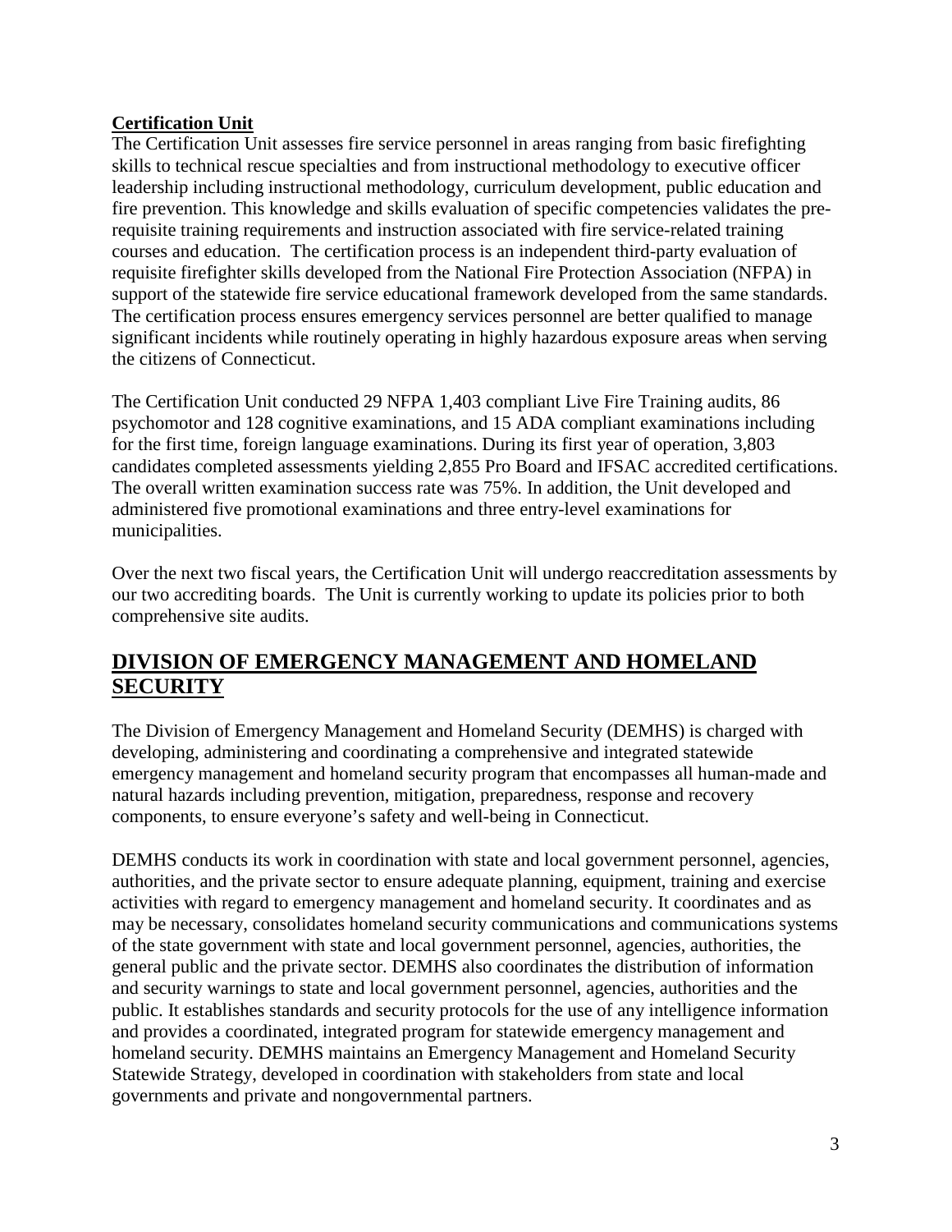**Certification Unit**

The Certification Unit assesses fire service personnel in areas ranging from basic firefighting skills to technical rescue specialties and from instructional methodology to executive officer leadership including instructional methodology, curriculum development, public education and fire prevention. This knowledge and skills evaluation of specific competencies validates the pre-requisite training requirements and instruction associated with fire service-related training courses and education. The certification process is an independent third-party evaluation of requisite firefighter skills developed from the National Fire Protection Association (NFPA) in support of the statewide fire service educational framework developed from the same standards. The certification process ensures emergency services personnel are better qualified to manage significant incidents while routinely operating in highly hazardous exposure areas when serving the citizens of Connecticut.

The Certification Unit conducted 29 NFPA 1,403 compliant Live Fire Training audits, 86 psychomotor and 128 cognitive examinations, and 15 ADA compliant examinations including for the first time, foreign language examinations. During its first year of operation, 3,803 candidates completed assessments yielding 2,855 Pro Board and IFSAC accredited certifications. The overall written examination success rate was 75%. In addition, the Unit developed and administered five promotional examinations and three entry-level examinations for municipalities.

Over the next two fiscal years, the Certification Unit will undergo reaccreditation assessments by our two accrediting boards. The Unit is currently working to update its policies prior to both comprehensive site audits.

## DIVISION OF EMERGENCY MANAGEMENT AND HOMELAND SECURITY

The Division of Emergency Management and Homeland Security (DEMHS) is charged with developing, administering and coordinating a comprehensive and integrated statewide emergency management and homeland security program that encompasses all human-made and natural hazards including prevention, mitigation, preparedness, response and recovery components, to ensure everyone's safety and well-being in Connecticut.

DEMHS conducts its work in coordination with state and local government personnel, agencies, authorities, and the private sector to ensure adequate planning, equipment, training and exercise activities with regard to emergency management and homeland security. It coordinates and as may be necessary, consolidates homeland security communications and communications systems of the state government with state and local government personnel, agencies, authorities, the general public and the private sector. DEMHS also coordinates the distribution of information and security warnings to state and local government personnel, agencies, authorities and the public. It establishes standards and security protocols for the use of any intelligence information and provides a coordinated, integrated program for statewide emergency management and homeland security. DEMHS maintains an Emergency Management and Homeland Security Statewide Strategy, developed in coordination with stakeholders from state and local governments and private and nongovernmental partners.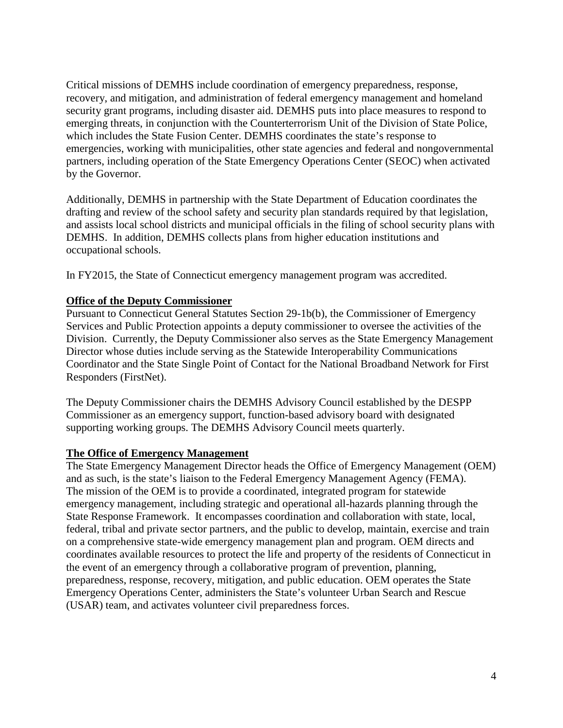Critical missions of DEMHS include coordination of emergency preparedness, response, recovery, and mitigation, and administration of federal emergency management and homeland security grant programs, including disaster aid. DEMHS puts into place measures to respond to emerging threats, in conjunction with the Counterterrorism Unit of the Division of State Police, which includes the State Fusion Center. DEMHS coordinates the state's response to emergencies, working with municipalities, other state agencies and federal and nongovernmental partners, including operation of the State Emergency Operations Center (SEOC) when activated by the Governor.

Additionally, DEMHS in partnership with the State Department of Education coordinates the drafting and review of the school safety and security plan standards required by that legislation, and assists local school districts and municipal officials in the filing of school security plans with DEMHS. In addition, DEMHS collects plans from higher education institutions and occupational schools.

In FY2015, the State of Connecticut emergency management program was accredited.

## Office of the Deputy Commissioner

Pursuant to Connecticut General Statutes Section 29-1b(b), the Commissioner of Emergency Services and Public Protection appoints a deputy commissioner to oversee the activities of the Division. Currently, the Deputy Commissioner also serves as the State Emergency Management Director whose duties include serving as the Statewide Interoperability Communications Coordinator and the State Single Point of Contact for the National Broadband Network for First Responders (FirstNet).

The Deputy Commissioner chairs the DEMHS Advisory Council established by the DESPP Commissioner as an emergency support, function-based advisory board with designated supporting working groups. The DEMHS Advisory Council meets quarterly.

## The Office of Emergency Management

The State Emergency Management Director heads the Office of Emergency Management (OEM) and as such, is the state's liaison to the Federal Emergency Management Agency (FEMA). The mission of the OEM is to provide a coordinated, integrated program for statewide emergency management, including strategic and operational all-hazards planning through the State Response Framework. It encompasses coordination and collaboration with state, local, federal, tribal and private sector partners, and the public to develop, maintain, exercise and train on a comprehensive state-wide emergency management plan and program. OEM directs and coordinates available resources to protect the life and property of the residents of Connecticut in the event of an emergency through a collaborative program of prevention, planning, preparedness, response, recovery, mitigation, and public education. OEM operates the State Emergency Operations Center, administers the State's volunteer Urban Search and Rescue (USAR) team, and activates volunteer civil preparedness forces.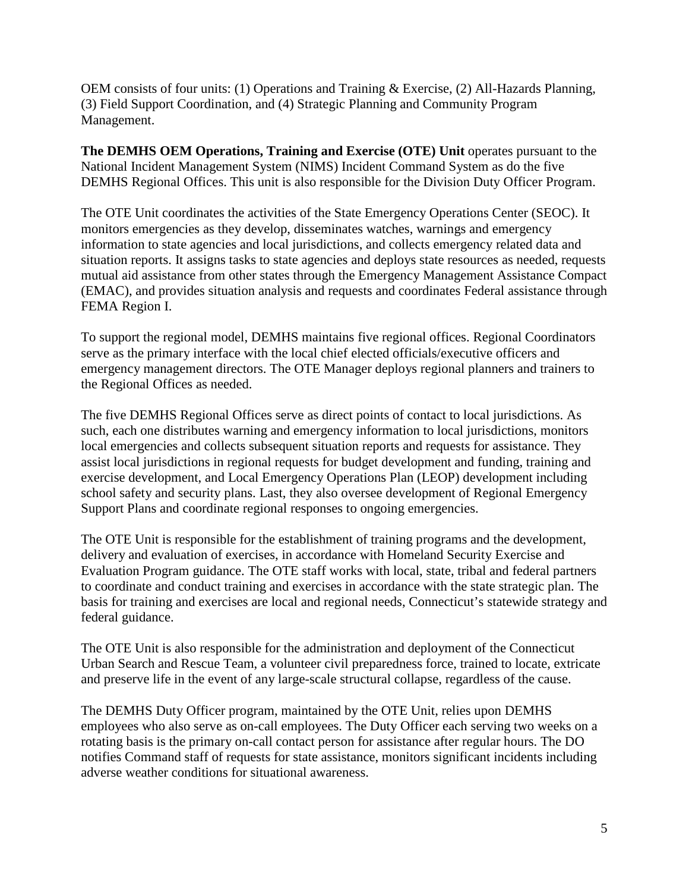OEM consists of four units: (1) Operations and Training & Exercise, (2) All-Hazards Planning, (3) Field Support Coordination, and (4) Strategic Planning and Community Program Management.

**The DEMHS OEM Operations, Training and Exercise (OTE) Unit** operates pursuant to the National Incident Management System (NIMS) Incident Command System as do the five DEMHS Regional Offices. This unit is also responsible for the Division Duty Officer Program.

The OTE Unit coordinates the activities of the State Emergency Operations Center (SEOC). It monitors emergencies as they develop, disseminates watches, warnings and emergency information to state agencies and local jurisdictions, and collects emergency related data and situation reports. It assigns tasks to state agencies and deploys state resources as needed, requests mutual aid assistance from other states through the Emergency Management Assistance Compact (EMAC), and provides situation analysis and requests and coordinates Federal assistance through FEMA Region I.

To support the regional model, DEMHS maintains five regional offices. Regional Coordinators serve as the primary interface with the local chief elected officials/executive officers and emergency management directors. The OTE Manager deploys regional planners and trainers to the Regional Offices as needed.

The five DEMHS Regional Offices serve as direct points of contact to local jurisdictions. As such, each one distributes warning and emergency information to local jurisdictions, monitors local emergencies and collects subsequent situation reports and requests for assistance. They assist local jurisdictions in regional requests for budget development and funding, training and exercise development, and Local Emergency Operations Plan (LEOP) development including school safety and security plans. Last, they also oversee development of Regional Emergency Support Plans and coordinate regional responses to ongoing emergencies.

The OTE Unit is responsible for the establishment of training programs and the development, delivery and evaluation of exercises, in accordance with Homeland Security Exercise and Evaluation Program guidance. The OTE staff works with local, state, tribal and federal partners to coordinate and conduct training and exercises in accordance with the state strategic plan. The basis for training and exercises are local and regional needs, Connecticut's statewide strategy and federal guidance.

The OTE Unit is also responsible for the administration and deployment of the Connecticut Urban Search and Rescue Team, a volunteer civil preparedness force, trained to locate, extricate and preserve life in the event of any large-scale structural collapse, regardless of the cause.

The DEMHS Duty Officer program, maintained by the OTE Unit, relies upon DEMHS employees who also serve as on-call employees. The Duty Officer each serving two weeks on a rotating basis is the primary on-call contact person for assistance after regular hours. The DO notifies Command staff of requests for state assistance, monitors significant incidents including adverse weather conditions for situational awareness.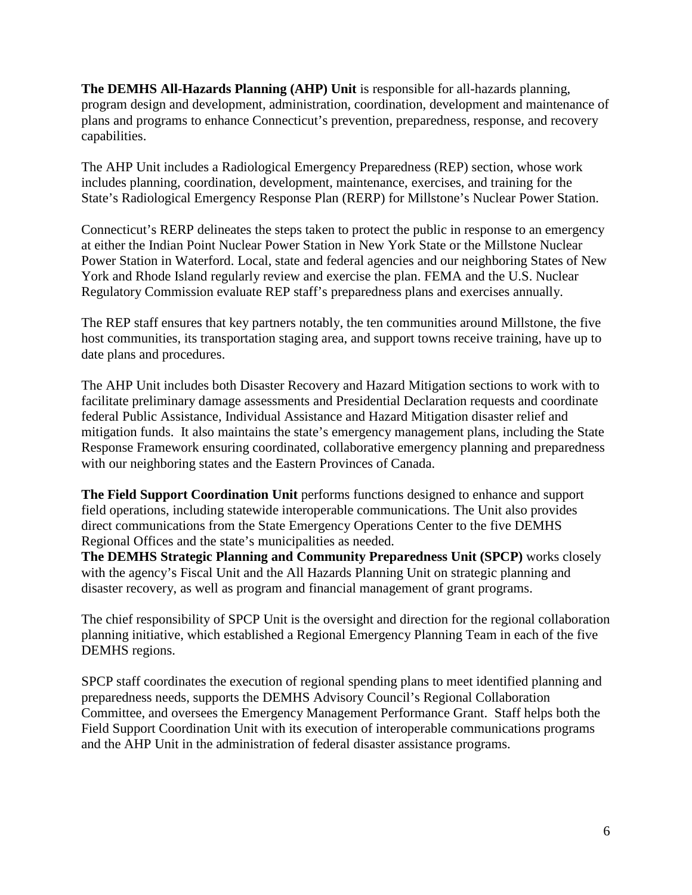**The DEMHS All-Hazards Planning (AHP) Unit** is responsible for all-hazards planning, program design and development, administration, coordination, development and maintenance of plans and programs to enhance Connecticut's prevention, preparedness, response, and recovery capabilities.

The AHP Unit includes a Radiological Emergency Preparedness (REP) section, whose work includes planning, coordination, development, maintenance, exercises, and training for the State's Radiological Emergency Response Plan (RERP) for Millstone's Nuclear Power Station.

Connecticut's RERP delineates the steps taken to protect the public in response to an emergency at either the Indian Point Nuclear Power Station in New York State or the Millstone Nuclear Power Station in Waterford. Local, state and federal agencies and our neighboring States of New York and Rhode Island regularly review and exercise the plan. FEMA and the U.S. Nuclear Regulatory Commission evaluate REP staff's preparedness plans and exercises annually.

The REP staff ensures that key partners notably, the ten communities around Millstone, the five host communities, its transportation staging area, and support towns receive training, have up to date plans and procedures.

The AHP Unit includes both Disaster Recovery and Hazard Mitigation sections to work with to facilitate preliminary damage assessments and Presidential Declaration requests and coordinate federal Public Assistance, Individual Assistance and Hazard Mitigation disaster relief and mitigation funds. It also maintains the state's emergency management plans, including the State Response Framework ensuring coordinated, collaborative emergency planning and preparedness with our neighboring states and the Eastern Provinces of Canada.

**The Field Support Coordination Unit** performs functions designed to enhance and support field operations, including statewide interoperable communications. The Unit also provides direct communications from the State Emergency Operations Center to the five DEMHS Regional Offices and the state's municipalities as needed.

**The DEMHS Strategic Planning and Community Preparedness Unit (SPCP)** works closely with the agency's Fiscal Unit and the All Hazards Planning Unit on strategic planning and disaster recovery, as well as program and financial management of grant programs.

The chief responsibility of SPCP Unit is the oversight and direction for the regional collaboration planning initiative, which established a Regional Emergency Planning Team in each of the five DEMHS regions.

SPCP staff coordinates the execution of regional spending plans to meet identified planning and preparedness needs, supports the DEMHS Advisory Council's Regional Collaboration Committee, and oversees the Emergency Management Performance Grant. Staff helps both the Field Support Coordination Unit with its execution of interoperable communications programs and the AHP Unit in the administration of federal disaster assistance programs.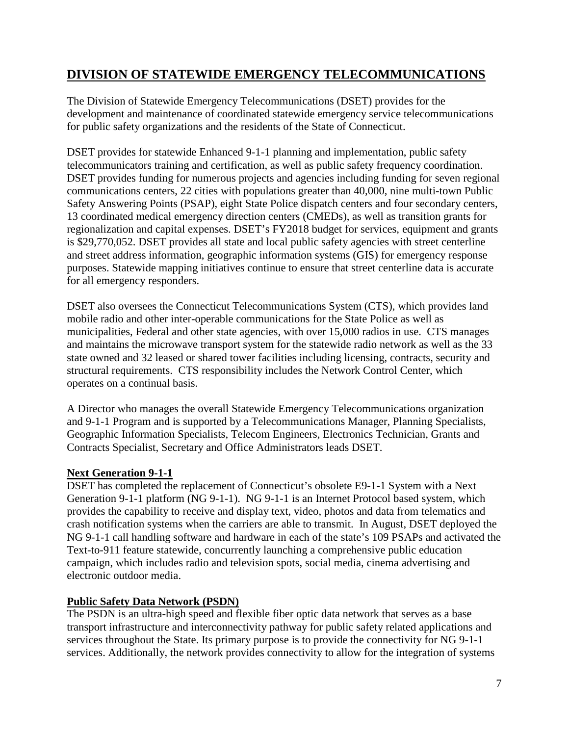# DIVISION OF STATEWIDE EMERGENCY TELECOMMUNICATIONS

The Division of Statewide Emergency Telecommunications (DSET) provides for the development and maintenance of coordinated statewide emergency service telecommunications for public safety organizations and the residents of the State of Connecticut.

DSET provides for statewide Enhanced 9-1-1 planning and implementation, public safety telecommunicators training and certification, as well as public safety frequency coordination. DSET provides funding for numerous projects and agencies including funding for seven regional communications centers, 22 cities with populations greater than 40,000, nine multi-town Public Safety Answering Points (PSAP), eight State Police dispatch centers and four secondary centers, 13 coordinated medical emergency direction centers (CMEDs), as well as transition grants for regionalization and capital expenses. DSET's FY2018 budget for services, equipment and grants is $29,770,052. DSET provides all state and local public safety agencies with street centerline and street address information, geographic information systems (GIS) for emergency response purposes. Statewide mapping initiatives continue to ensure that street centerline data is accurate for all emergency responders.

DSET also oversees the Connecticut Telecommunications System (CTS), which provides land mobile radio and other inter-operable communications for the State Police as well as municipalities, Federal and other state agencies, with over 15,000 radios in use. CTS manages and maintains the microwave transport system for the statewide radio network as well as the 33 state owned and 32 leased or shared tower facilities including licensing, contracts, security and structural requirements. CTS responsibility includes the Network Control Center, which operates on a continual basis.

A Director who manages the overall Statewide Emergency Telecommunications organization and 9-1-1 Program and is supported by a Telecommunications Manager, Planning Specialists, Geographic Information Specialists, Telecom Engineers, Electronics Technician, Grants and Contracts Specialist, Secretary and Office Administrators leads DSET.

## Next Generation 9-1-1

DSET has completed the replacement of Connecticut's obsolete E9-1-1 System with a Next Generation 9-1-1 platform (NG 9-1-1). NG 9-1-1 is an Internet Protocol based system, which provides the capability to receive and display text, video, photos and data from telematics and crash notification systems when the carriers are able to transmit. In August, DSET deployed the NG 9-1-1 call handling software and hardware in each of the state's 109 PSAPs and activated the Text-to-911 feature statewide, concurrently launching a comprehensive public education campaign, which includes radio and television spots, social media, cinema advertising and electronic outdoor media.

## Public Safety Data Network (PSDN)

The PSDN is an ultra-high speed and flexible fiber optic data network that serves as a base transport infrastructure and interconnectivity pathway for public safety related applications and services throughout the State. Its primary purpose is to provide the connectivity for NG 9-1-1 services. Additionally, the network provides connectivity to allow for the integration of systems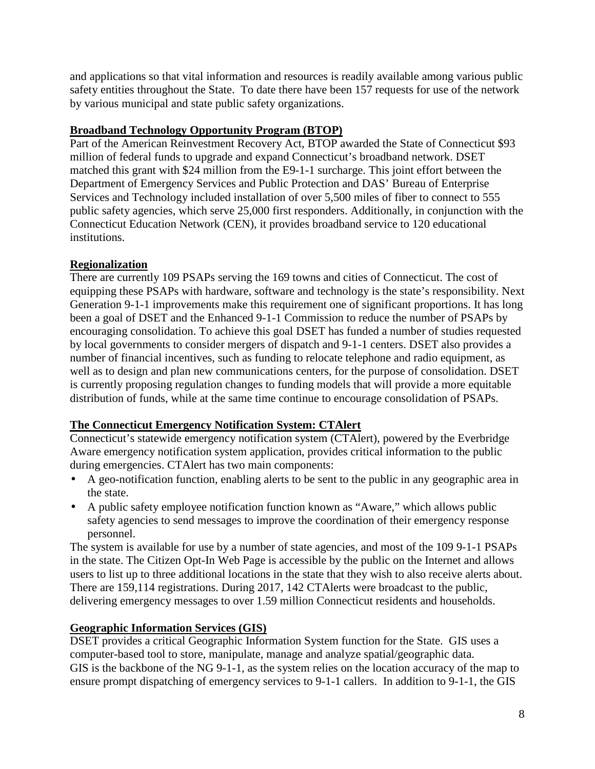and applications so that vital information and resources is readily available among various public safety entities throughout the State. To date there have been 157 requests for use of the network by various municipal and state public safety organizations.

## Broadband Technology Opportunity Program (BTOP)

Part of the American Reinvestment Recovery Act, BTOP awarded the State of Connecticut $93 million of federal funds to upgrade and expand Connecticut's broadband network. DSET matched this grant with $24 million from the E9-1-1 surcharge. This joint effort between the Department of Emergency Services and Public Protection and DAS' Bureau of Enterprise Services and Technology included installation of over 5,500 miles of fiber to connect to 555 public safety agencies, which serve 25,000 first responders. Additionally, in conjunction with the Connecticut Education Network (CEN), it provides broadband service to 120 educational institutions.

## Regionalization

There are currently 109 PSAPs serving the 169 towns and cities of Connecticut. The cost of equipping these PSAPs with hardware, software and technology is the state's responsibility. Next Generation 9-1-1 improvements make this requirement one of significant proportions. It has long been a goal of DSET and the Enhanced 9-1-1 Commission to reduce the number of PSAPs by encouraging consolidation. To achieve this goal DSET has funded a number of studies requested by local governments to consider mergers of dispatch and 9-1-1 centers. DSET also provides a number of financial incentives, such as funding to relocate telephone and radio equipment, as well as to design and plan new communications centers, for the purpose of consolidation. DSET is currently proposing regulation changes to funding models that will provide a more equitable distribution of funds, while at the same time continue to encourage consolidation of PSAPs.

## The Connecticut Emergency Notification System: CTAlert

Connecticut's statewide emergency notification system (CTAlert), powered by the Everbridge Aware emergency notification system application, provides critical information to the public during emergencies. CTAlert has two main components:

- A geo-notification function, enabling alerts to be sent to the public in any geographic area in the state.
- A public safety employee notification function known as "Aware," which allows public safety agencies to send messages to improve the coordination of their emergency response personnel.

The system is available for use by a number of state agencies, and most of the 109 9-1-1 PSAPs in the state. The Citizen Opt-In Web Page is accessible by the public on the Internet and allows users to list up to three additional locations in the state that they wish to also receive alerts about. There are 159,114 registrations. During 2017, 142 CTAlerts were broadcast to the public, delivering emergency messages to over 1.59 million Connecticut residents and households.

## Geographic Information Services (GIS)

DSET provides a critical Geographic Information System function for the State. GIS uses a computer-based tool to store, manipulate, manage and analyze spatial/geographic data. GIS is the backbone of the NG 9-1-1, as the system relies on the location accuracy of the map to ensure prompt dispatching of emergency services to 9-1-1 callers. In addition to 9-1-1, the GIS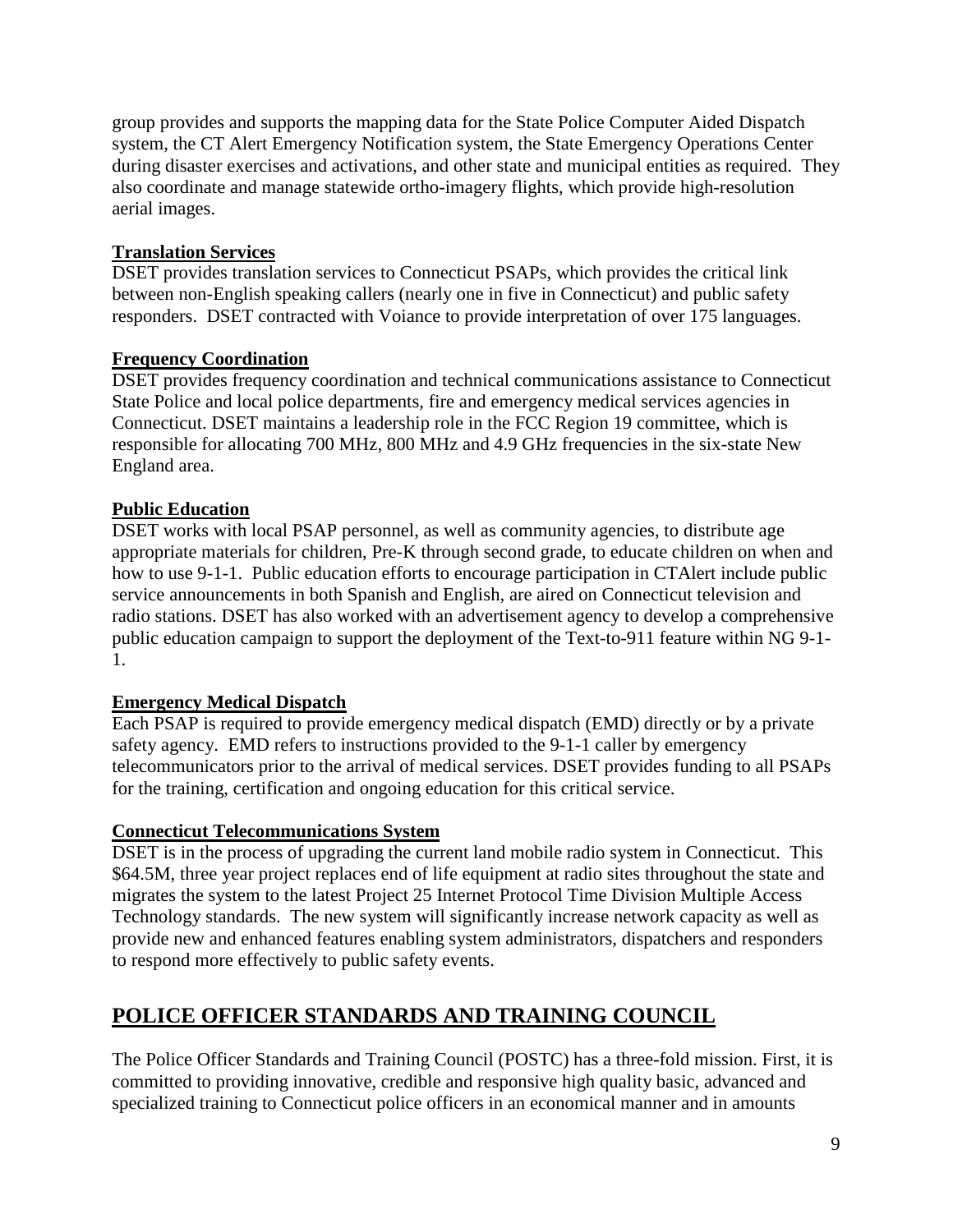group provides and supports the mapping data for the State Police Computer Aided Dispatch system, the CT Alert Emergency Notification system, the State Emergency Operations Center during disaster exercises and activations, and other state and municipal entities as required. They also coordinate and manage statewide ortho-imagery flights, which provide high-resolution aerial images.

### Translation Services

DSET provides translation services to Connecticut PSAPs, which provides the critical link between non-English speaking callers (nearly one in five in Connecticut) and public safety responders. DSET contracted with Voiance to provide interpretation of over 175 languages.

### Frequency Coordination

DSET provides frequency coordination and technical communications assistance to Connecticut State Police and local police departments, fire and emergency medical services agencies in Connecticut. DSET maintains a leadership role in the FCC Region 19 committee, which is responsible for allocating 700 MHz, 800 MHz and 4.9 GHz frequencies in the six-state New England area.

### Public Education

DSET works with local PSAP personnel, as well as community agencies, to distribute age appropriate materials for children, Pre-K through second grade, to educate children on when and how to use 9-1-1. Public education efforts to encourage participation in CTAlert include public service announcements in both Spanish and English, are aired on Connecticut television and radio stations. DSET has also worked with an advertisement agency to develop a comprehensive public education campaign to support the deployment of the Text-to-911 feature within NG 9-1-1.

### Emergency Medical Dispatch

Each PSAP is required to provide emergency medical dispatch (EMD) directly or by a private safety agency. EMD refers to instructions provided to the 9-1-1 caller by emergency telecommunicators prior to the arrival of medical services. DSET provides funding to all PSAPs for the training, certification and ongoing education for this critical service.

### Connecticut Telecommunications System

DSET is in the process of upgrading the current land mobile radio system in Connecticut. This $64.5M, three year project replaces end of life equipment at radio sites throughout the state and migrates the system to the latest Project 25 Internet Protocol Time Division Multiple Access Technology standards. The new system will significantly increase network capacity as well as provide new and enhanced features enabling system administrators, dispatchers and responders to respond more effectively to public safety events.

## POLICE OFFICER STANDARDS AND TRAINING COUNCIL

The Police Officer Standards and Training Council (POSTC) has a three-fold mission. First, it is committed to providing innovative, credible and responsive high quality basic, advanced and specialized training to Connecticut police officers in an economical manner and in amounts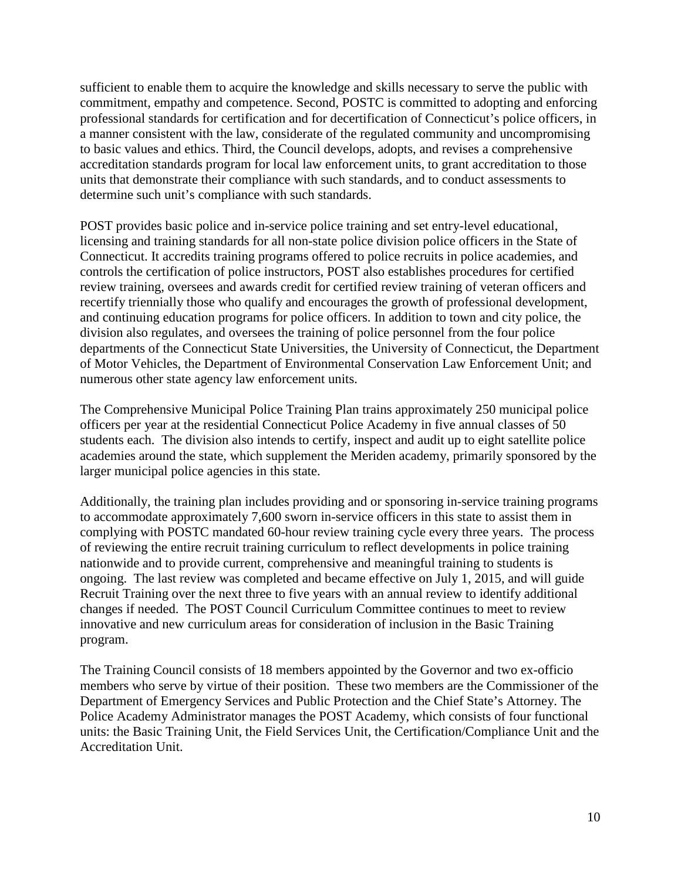sufficient to enable them to acquire the knowledge and skills necessary to serve the public with commitment, empathy and competence. Second, POSTC is committed to adopting and enforcing professional standards for certification and for decertification of Connecticut's police officers, in a manner consistent with the law, considerate of the regulated community and uncompromising to basic values and ethics. Third, the Council develops, adopts, and revises a comprehensive accreditation standards program for local law enforcement units, to grant accreditation to those units that demonstrate their compliance with such standards, and to conduct assessments to determine such unit's compliance with such standards.

POST provides basic police and in-service police training and set entry-level educational, licensing and training standards for all non-state police division police officers in the State of Connecticut. It accredits training programs offered to police recruits in police academies, and controls the certification of police instructors, POST also establishes procedures for certified review training, oversees and awards credit for certified review training of veteran officers and recertify triennially those who qualify and encourages the growth of professional development, and continuing education programs for police officers. In addition to town and city police, the division also regulates, and oversees the training of police personnel from the four police departments of the Connecticut State Universities, the University of Connecticut, the Department of Motor Vehicles, the Department of Environmental Conservation Law Enforcement Unit; and numerous other state agency law enforcement units.

The Comprehensive Municipal Police Training Plan trains approximately 250 municipal police officers per year at the residential Connecticut Police Academy in five annual classes of 50 students each. The division also intends to certify, inspect and audit up to eight satellite police academies around the state, which supplement the Meriden academy, primarily sponsored by the larger municipal police agencies in this state.

Additionally, the training plan includes providing and or sponsoring in-service training programs to accommodate approximately 7,600 sworn in-service officers in this state to assist them in complying with POSTC mandated 60-hour review training cycle every three years. The process of reviewing the entire recruit training curriculum to reflect developments in police training nationwide and to provide current, comprehensive and meaningful training to students is ongoing. The last review was completed and became effective on July 1, 2015, and will guide Recruit Training over the next three to five years with an annual review to identify additional changes if needed. The POST Council Curriculum Committee continues to meet to review innovative and new curriculum areas for consideration of inclusion in the Basic Training program.

The Training Council consists of 18 members appointed by the Governor and two ex-officio members who serve by virtue of their position. These two members are the Commissioner of the Department of Emergency Services and Public Protection and the Chief State's Attorney. The Police Academy Administrator manages the POST Academy, which consists of four functional units: the Basic Training Unit, the Field Services Unit, the Certification/Compliance Unit and the Accreditation Unit.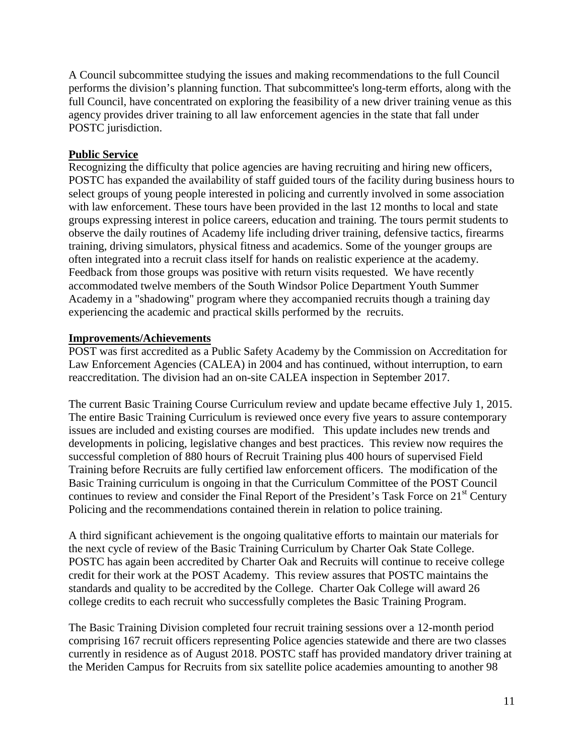A Council subcommittee studying the issues and making recommendations to the full Council performs the division's planning function. That subcommittee's long-term efforts, along with the full Council, have concentrated on exploring the feasibility of a new driver training venue as this agency provides driver training to all law enforcement agencies in the state that fall under POSTC jurisdiction.

## Public Service

Recognizing the difficulty that police agencies are having recruiting and hiring new officers, POSTC has expanded the availability of staff guided tours of the facility during business hours to select groups of young people interested in policing and currently involved in some association with law enforcement. These tours have been provided in the last 12 months to local and state groups expressing interest in police careers, education and training. The tours permit students to observe the daily routines of Academy life including driver training, defensive tactics, firearms training, driving simulators, physical fitness and academics. Some of the younger groups are often integrated into a recruit class itself for hands on realistic experience at the academy. Feedback from those groups was positive with return visits requested. We have recently accommodated twelve members of the South Windsor Police Department Youth Summer Academy in a "shadowing" program where they accompanied recruits though a training day experiencing the academic and practical skills performed by the recruits.

## Improvements/Achievements

POST was first accredited as a Public Safety Academy by the Commission on Accreditation for Law Enforcement Agencies (CALEA) in 2004 and has continued, without interruption, to earn reaccreditation. The division had an on-site CALEA inspection in September 2017.

The current Basic Training Course Curriculum review and update became effective July 1, 2015. The entire Basic Training Curriculum is reviewed once every five years to assure contemporary issues are included and existing courses are modified. This update includes new trends and developments in policing, legislative changes and best practices. This review now requires the successful completion of 880 hours of Recruit Training plus 400 hours of supervised Field Training before Recruits are fully certified law enforcement officers. The modification of the Basic Training curriculum is ongoing in that the Curriculum Committee of the POST Council continues to review and consider the Final Report of the President's Task Force on 21st Century Policing and the recommendations contained therein in relation to police training.

A third significant achievement is the ongoing qualitative efforts to maintain our materials for the next cycle of review of the Basic Training Curriculum by Charter Oak State College. POSTC has again been accredited by Charter Oak and Recruits will continue to receive college credit for their work at the POST Academy. This review assures that POSTC maintains the standards and quality to be accredited by the College. Charter Oak College will award 26 college credits to each recruit who successfully completes the Basic Training Program.

The Basic Training Division completed four recruit training sessions over a 12-month period comprising 167 recruit officers representing Police agencies statewide and there are two classes currently in residence as of August 2018. POSTC staff has provided mandatory driver training at the Meriden Campus for Recruits from six satellite police academies amounting to another 98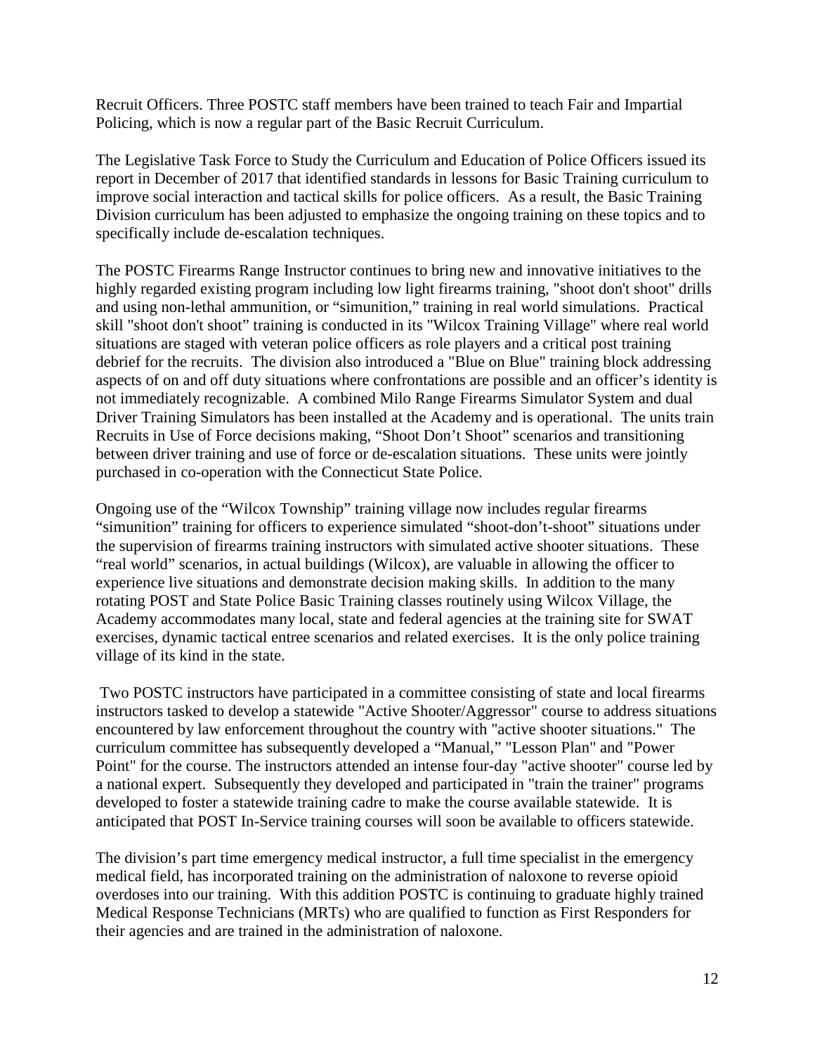Recruit Officers. Three POSTC staff members have been trained to teach Fair and Impartial Policing, which is now a regular part of the Basic Recruit Curriculum.

The Legislative Task Force to Study the Curriculum and Education of Police Officers issued its report in December of 2017 that identified standards in lessons for Basic Training curriculum to improve social interaction and tactical skills for police officers. As a result, the Basic Training Division curriculum has been adjusted to emphasize the ongoing training on these topics and to specifically include de-escalation techniques.

The POSTC Firearms Range Instructor continues to bring new and innovative initiatives to the highly regarded existing program including low light firearms training, "shoot don't shoot" drills and using non-lethal ammunition, or "simunition," training in real world simulations. Practical skill "shoot don't shoot" training is conducted in its "Wilcox Training Village" where real world situations are staged with veteran police officers as role players and a critical post training debrief for the recruits. The division also introduced a "Blue on Blue" training block addressing aspects of on and off duty situations where confrontations are possible and an officer's identity is not immediately recognizable. A combined Milo Range Firearms Simulator System and dual Driver Training Simulators has been installed at the Academy and is operational. The units train Recruits in Use of Force decisions making, "Shoot Don't Shoot" scenarios and transitioning between driver training and use of force or de-escalation situations. These units were jointly purchased in co-operation with the Connecticut State Police.

Ongoing use of the "Wilcox Township" training village now includes regular firearms "simunition" training for officers to experience simulated "shoot-don't-shoot" situations under the supervision of firearms training instructors with simulated active shooter situations. These "real world" scenarios, in actual buildings (Wilcox), are valuable in allowing the officer to experience live situations and demonstrate decision making skills. In addition to the many rotating POST and State Police Basic Training classes routinely using Wilcox Village, the Academy accommodates many local, state and federal agencies at the training site for SWAT exercises, dynamic tactical entree scenarios and related exercises. It is the only police training village of its kind in the state.

Two POSTC instructors have participated in a committee consisting of state and local firearms instructors tasked to develop a statewide "Active Shooter/Aggressor" course to address situations encountered by law enforcement throughout the country with "active shooter situations." The curriculum committee has subsequently developed a "Manual," "Lesson Plan" and "Power Point" for the course. The instructors attended an intense four-day "active shooter" course led by a national expert. Subsequently they developed and participated in "train the trainer" programs developed to foster a statewide training cadre to make the course available statewide. It is anticipated that POST In-Service training courses will soon be available to officers statewide.

The division's part time emergency medical instructor, a full time specialist in the emergency medical field, has incorporated training on the administration of naloxone to reverse opioid overdoses into our training. With this addition POSTC is continuing to graduate highly trained Medical Response Technicians (MRTs) who are qualified to function as First Responders for their agencies and are trained in the administration of naloxone.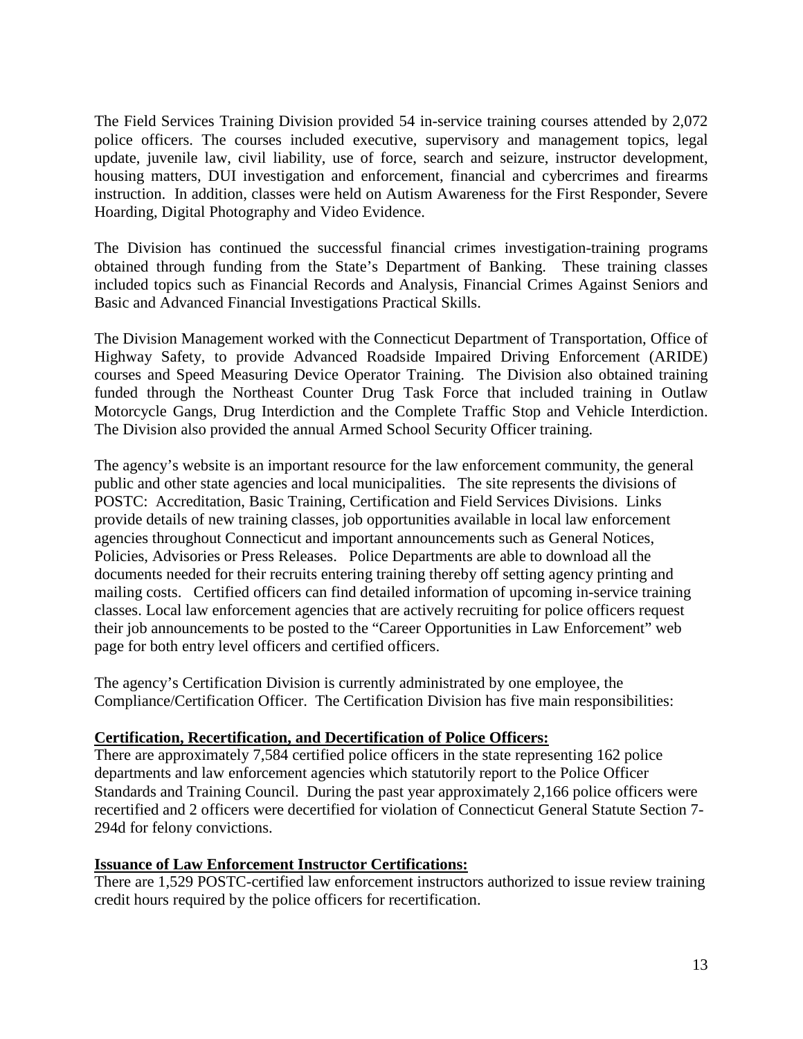The Field Services Training Division provided 54 in-service training courses attended by 2,072 police officers. The courses included executive, supervisory and management topics, legal update, juvenile law, civil liability, use of force, search and seizure, instructor development, housing matters, DUI investigation and enforcement, financial and cybercrimes and firearms instruction. In addition, classes were held on Autism Awareness for the First Responder, Severe Hoarding, Digital Photography and Video Evidence.

The Division has continued the successful financial crimes investigation-training programs obtained through funding from the State's Department of Banking. These training classes included topics such as Financial Records and Analysis, Financial Crimes Against Seniors and Basic and Advanced Financial Investigations Practical Skills.

The Division Management worked with the Connecticut Department of Transportation, Office of Highway Safety, to provide Advanced Roadside Impaired Driving Enforcement (ARIDE) courses and Speed Measuring Device Operator Training. The Division also obtained training funded through the Northeast Counter Drug Task Force that included training in Outlaw Motorcycle Gangs, Drug Interdiction and the Complete Traffic Stop and Vehicle Interdiction. The Division also provided the annual Armed School Security Officer training.

The agency's website is an important resource for the law enforcement community, the general public and other state agencies and local municipalities. The site represents the divisions of POSTC: Accreditation, Basic Training, Certification and Field Services Divisions. Links provide details of new training classes, job opportunities available in local law enforcement agencies throughout Connecticut and important announcements such as General Notices, Policies, Advisories or Press Releases. Police Departments are able to download all the documents needed for their recruits entering training thereby off setting agency printing and mailing costs. Certified officers can find detailed information of upcoming in-service training classes. Local law enforcement agencies that are actively recruiting for police officers request their job announcements to be posted to the "Career Opportunities in Law Enforcement" web page for both entry level officers and certified officers.

The agency's Certification Division is currently administrated by one employee, the Compliance/Certification Officer. The Certification Division has five main responsibilities:

**Certification, Recertification, and Decertification of Police Officers:**

There are approximately 7,584 certified police officers in the state representing 162 police departments and law enforcement agencies which statutorily report to the Police Officer Standards and Training Council. During the past year approximately 2,166 police officers were recertified and 2 officers were decertified for violation of Connecticut General Statute Section 7-294d for felony convictions.

**Issuance of Law Enforcement Instructor Certifications:**

There are 1,529 POSTC-certified law enforcement instructors authorized to issue review training credit hours required by the police officers for recertification.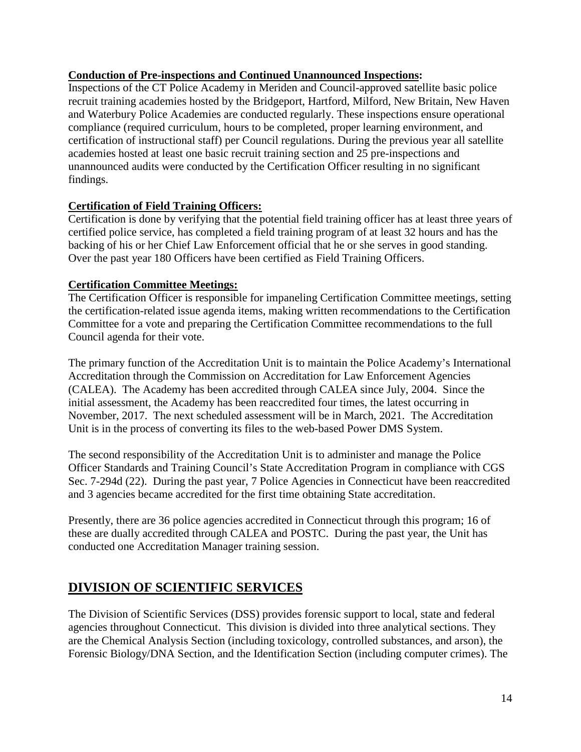**Conduction of Pre-inspections and Continued Unannounced Inspections:**
Inspections of the CT Police Academy in Meriden and Council-approved satellite basic police recruit training academies hosted by the Bridgeport, Hartford, Milford, New Britain, New Haven and Waterbury Police Academies are conducted regularly. These inspections ensure operational compliance (required curriculum, hours to be completed, proper learning environment, and certification of instructional staff) per Council regulations. During the previous year all satellite academies hosted at least one basic recruit training section and 25 pre-inspections and unannounced audits were conducted by the Certification Officer resulting in no significant findings.

**Certification of Field Training Officers:**
Certification is done by verifying that the potential field training officer has at least three years of certified police service, has completed a field training program of at least 32 hours and has the backing of his or her Chief Law Enforcement official that he or she serves in good standing. Over the past year 180 Officers have been certified as Field Training Officers.

**Certification Committee Meetings:**
The Certification Officer is responsible for impaneling Certification Committee meetings, setting the certification-related issue agenda items, making written recommendations to the Certification Committee for a vote and preparing the Certification Committee recommendations to the full Council agenda for their vote.

The primary function of the Accreditation Unit is to maintain the Police Academy's International Accreditation through the Commission on Accreditation for Law Enforcement Agencies (CALEA). The Academy has been accredited through CALEA since July, 2004. Since the initial assessment, the Academy has been reaccredited four times, the latest occurring in November, 2017. The next scheduled assessment will be in March, 2021. The Accreditation Unit is in the process of converting its files to the web-based Power DMS System.

The second responsibility of the Accreditation Unit is to administer and manage the Police Officer Standards and Training Council's State Accreditation Program in compliance with CGS Sec. 7-294d (22). During the past year, 7 Police Agencies in Connecticut have been reaccredited and 3 agencies became accredited for the first time obtaining State accreditation.

Presently, there are 36 police agencies accredited in Connecticut through this program; 16 of these are dually accredited through CALEA and POSTC. During the past year, the Unit has conducted one Accreditation Manager training session.

## DIVISION OF SCIENTIFIC SERVICES

The Division of Scientific Services (DSS) provides forensic support to local, state and federal agencies throughout Connecticut. This division is divided into three analytical sections. They are the Chemical Analysis Section (including toxicology, controlled substances, and arson), the Forensic Biology/DNA Section, and the Identification Section (including computer crimes). The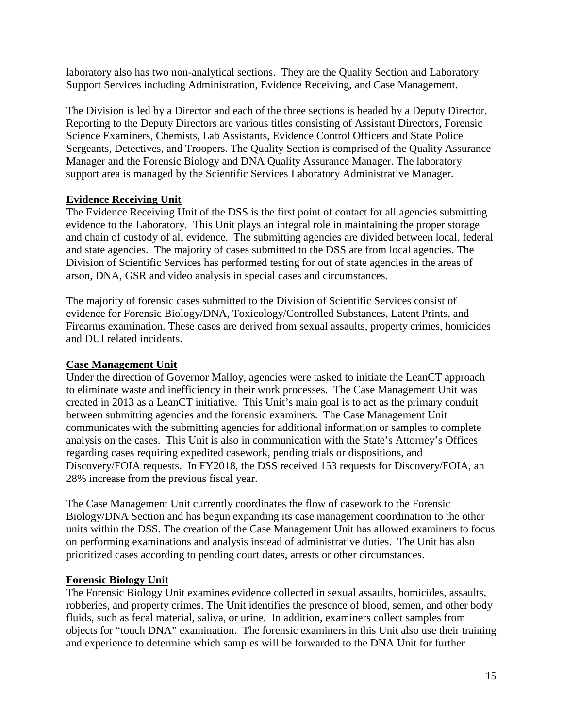laboratory also has two non-analytical sections. They are the Quality Section and Laboratory Support Services including Administration, Evidence Receiving, and Case Management.

The Division is led by a Director and each of the three sections is headed by a Deputy Director. Reporting to the Deputy Directors are various titles consisting of Assistant Directors, Forensic Science Examiners, Chemists, Lab Assistants, Evidence Control Officers and State Police Sergeants, Detectives, and Troopers. The Quality Section is comprised of the Quality Assurance Manager and the Forensic Biology and DNA Quality Assurance Manager. The laboratory support area is managed by the Scientific Services Laboratory Administrative Manager.

## Evidence Receiving Unit

The Evidence Receiving Unit of the DSS is the first point of contact for all agencies submitting evidence to the Laboratory. This Unit plays an integral role in maintaining the proper storage and chain of custody of all evidence. The submitting agencies are divided between local, federal and state agencies. The majority of cases submitted to the DSS are from local agencies. The Division of Scientific Services has performed testing for out of state agencies in the areas of arson, DNA, GSR and video analysis in special cases and circumstances.

The majority of forensic cases submitted to the Division of Scientific Services consist of evidence for Forensic Biology/DNA, Toxicology/Controlled Substances, Latent Prints, and Firearms examination. These cases are derived from sexual assaults, property crimes, homicides and DUI related incidents.

## Case Management Unit

Under the direction of Governor Malloy, agencies were tasked to initiate the LeanCT approach to eliminate waste and inefficiency in their work processes. The Case Management Unit was created in 2013 as a LeanCT initiative. This Unit's main goal is to act as the primary conduit between submitting agencies and the forensic examiners. The Case Management Unit communicates with the submitting agencies for additional information or samples to complete analysis on the cases. This Unit is also in communication with the State's Attorney's Offices regarding cases requiring expedited casework, pending trials or dispositions, and Discovery/FOIA requests. In FY2018, the DSS received 153 requests for Discovery/FOIA, an 28% increase from the previous fiscal year.

The Case Management Unit currently coordinates the flow of casework to the Forensic Biology/DNA Section and has begun expanding its case management coordination to the other units within the DSS. The creation of the Case Management Unit has allowed examiners to focus on performing examinations and analysis instead of administrative duties. The Unit has also prioritized cases according to pending court dates, arrests or other circumstances.

## Forensic Biology Unit

The Forensic Biology Unit examines evidence collected in sexual assaults, homicides, assaults, robberies, and property crimes. The Unit identifies the presence of blood, semen, and other body fluids, such as fecal material, saliva, or urine. In addition, examiners collect samples from objects for "touch DNA" examination. The forensic examiners in this Unit also use their training and experience to determine which samples will be forwarded to the DNA Unit for further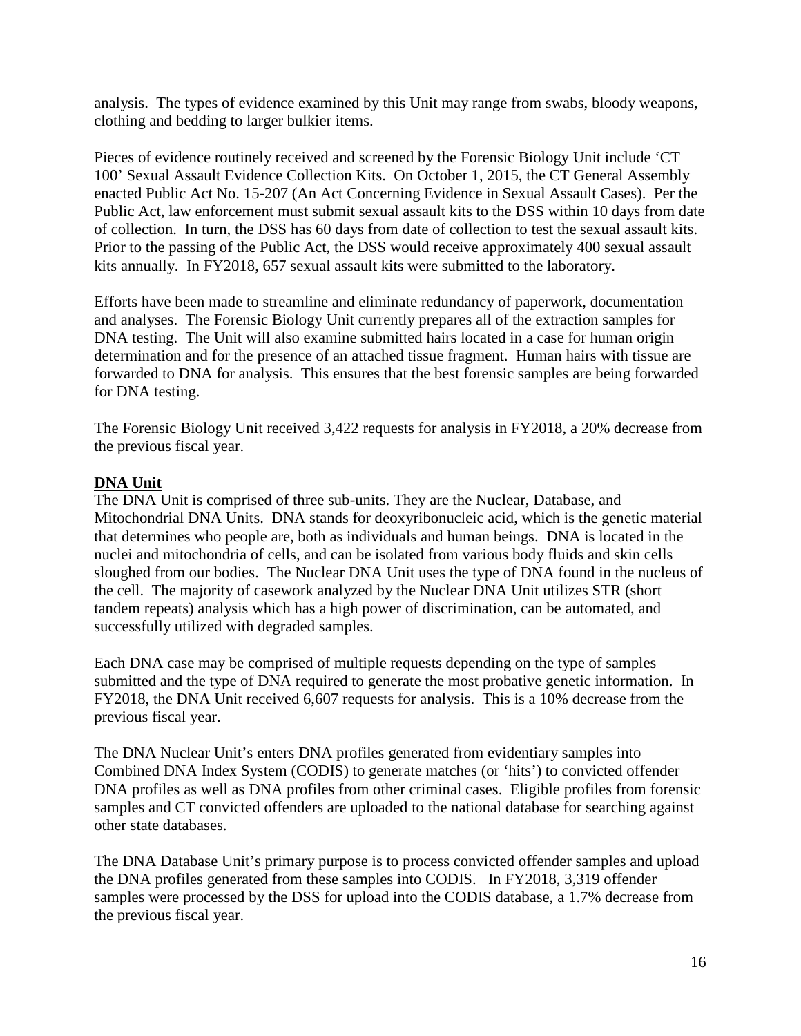analysis. The types of evidence examined by this Unit may range from swabs, bloody weapons, clothing and bedding to larger bulkier items.

Pieces of evidence routinely received and screened by the Forensic Biology Unit include 'CT 100' Sexual Assault Evidence Collection Kits. On October 1, 2015, the CT General Assembly enacted Public Act No. 15-207 (An Act Concerning Evidence in Sexual Assault Cases). Per the Public Act, law enforcement must submit sexual assault kits to the DSS within 10 days from date of collection. In turn, the DSS has 60 days from date of collection to test the sexual assault kits. Prior to the passing of the Public Act, the DSS would receive approximately 400 sexual assault kits annually. In FY2018, 657 sexual assault kits were submitted to the laboratory.

Efforts have been made to streamline and eliminate redundancy of paperwork, documentation and analyses. The Forensic Biology Unit currently prepares all of the extraction samples for DNA testing. The Unit will also examine submitted hairs located in a case for human origin determination and for the presence of an attached tissue fragment. Human hairs with tissue are forwarded to DNA for analysis. This ensures that the best forensic samples are being forwarded for DNA testing.

The Forensic Biology Unit received 3,422 requests for analysis in FY2018, a 20% decrease from the previous fiscal year.

**DNA Unit**

The DNA Unit is comprised of three sub-units. They are the Nuclear, Database, and Mitochondrial DNA Units. DNA stands for deoxyribonucleic acid, which is the genetic material that determines who people are, both as individuals and human beings. DNA is located in the nuclei and mitochondria of cells, and can be isolated from various body fluids and skin cells sloughed from our bodies. The Nuclear DNA Unit uses the type of DNA found in the nucleus of the cell. The majority of casework analyzed by the Nuclear DNA Unit utilizes STR (short tandem repeats) analysis which has a high power of discrimination, can be automated, and successfully utilized with degraded samples.

Each DNA case may be comprised of multiple requests depending on the type of samples submitted and the type of DNA required to generate the most probative genetic information. In FY2018, the DNA Unit received 6,607 requests for analysis. This is a 10% decrease from the previous fiscal year.

The DNA Nuclear Unit's enters DNA profiles generated from evidentiary samples into Combined DNA Index System (CODIS) to generate matches (or 'hits') to convicted offender DNA profiles as well as DNA profiles from other criminal cases. Eligible profiles from forensic samples and CT convicted offenders are uploaded to the national database for searching against other state databases.

The DNA Database Unit's primary purpose is to process convicted offender samples and upload the DNA profiles generated from these samples into CODIS. In FY2018, 3,319 offender samples were processed by the DSS for upload into the CODIS database, a 1.7% decrease from the previous fiscal year.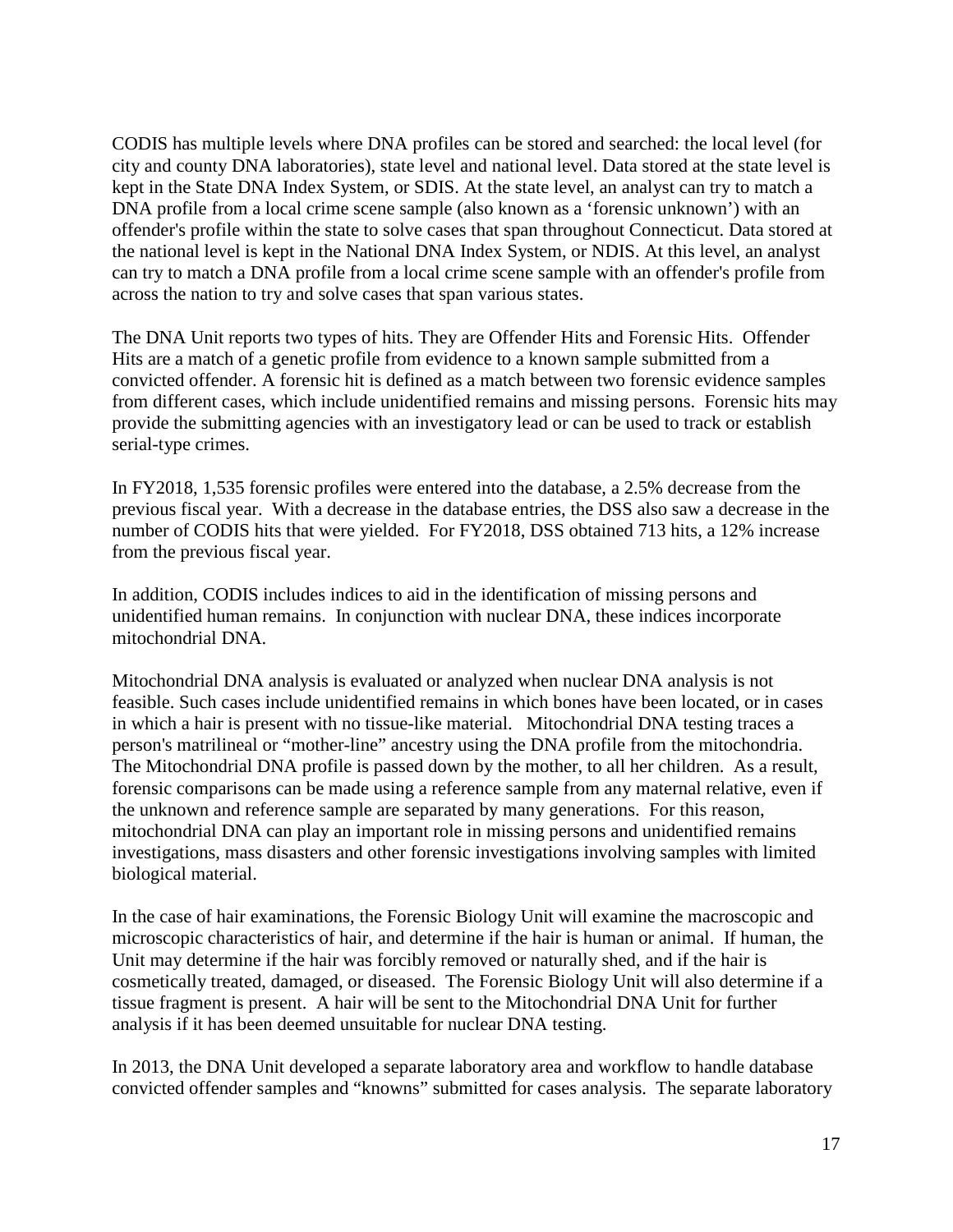CODIS has multiple levels where DNA profiles can be stored and searched: the local level (for city and county DNA laboratories), state level and national level. Data stored at the state level is kept in the State DNA Index System, or SDIS. At the state level, an analyst can try to match a DNA profile from a local crime scene sample (also known as a 'forensic unknown') with an offender's profile within the state to solve cases that span throughout Connecticut. Data stored at the national level is kept in the National DNA Index System, or NDIS. At this level, an analyst can try to match a DNA profile from a local crime scene sample with an offender's profile from across the nation to try and solve cases that span various states.

The DNA Unit reports two types of hits. They are Offender Hits and Forensic Hits. Offender Hits are a match of a genetic profile from evidence to a known sample submitted from a convicted offender. A forensic hit is defined as a match between two forensic evidence samples from different cases, which include unidentified remains and missing persons. Forensic hits may provide the submitting agencies with an investigatory lead or can be used to track or establish serial-type crimes.

In FY2018, 1,535 forensic profiles were entered into the database, a 2.5% decrease from the previous fiscal year. With a decrease in the database entries, the DSS also saw a decrease in the number of CODIS hits that were yielded. For FY2018, DSS obtained 713 hits, a 12% increase from the previous fiscal year.

In addition, CODIS includes indices to aid in the identification of missing persons and unidentified human remains. In conjunction with nuclear DNA, these indices incorporate mitochondrial DNA.

Mitochondrial DNA analysis is evaluated or analyzed when nuclear DNA analysis is not feasible. Such cases include unidentified remains in which bones have been located, or in cases in which a hair is present with no tissue-like material. Mitochondrial DNA testing traces a person's matrilineal or "mother-line" ancestry using the DNA profile from the mitochondria. The Mitochondrial DNA profile is passed down by the mother, to all her children. As a result, forensic comparisons can be made using a reference sample from any maternal relative, even if the unknown and reference sample are separated by many generations. For this reason, mitochondrial DNA can play an important role in missing persons and unidentified remains investigations, mass disasters and other forensic investigations involving samples with limited biological material.

In the case of hair examinations, the Forensic Biology Unit will examine the macroscopic and microscopic characteristics of hair, and determine if the hair is human or animal. If human, the Unit may determine if the hair was forcibly removed or naturally shed, and if the hair is cosmetically treated, damaged, or diseased. The Forensic Biology Unit will also determine if a tissue fragment is present. A hair will be sent to the Mitochondrial DNA Unit for further analysis if it has been deemed unsuitable for nuclear DNA testing.

In 2013, the DNA Unit developed a separate laboratory area and workflow to handle database convicted offender samples and "knowns" submitted for cases analysis. The separate laboratory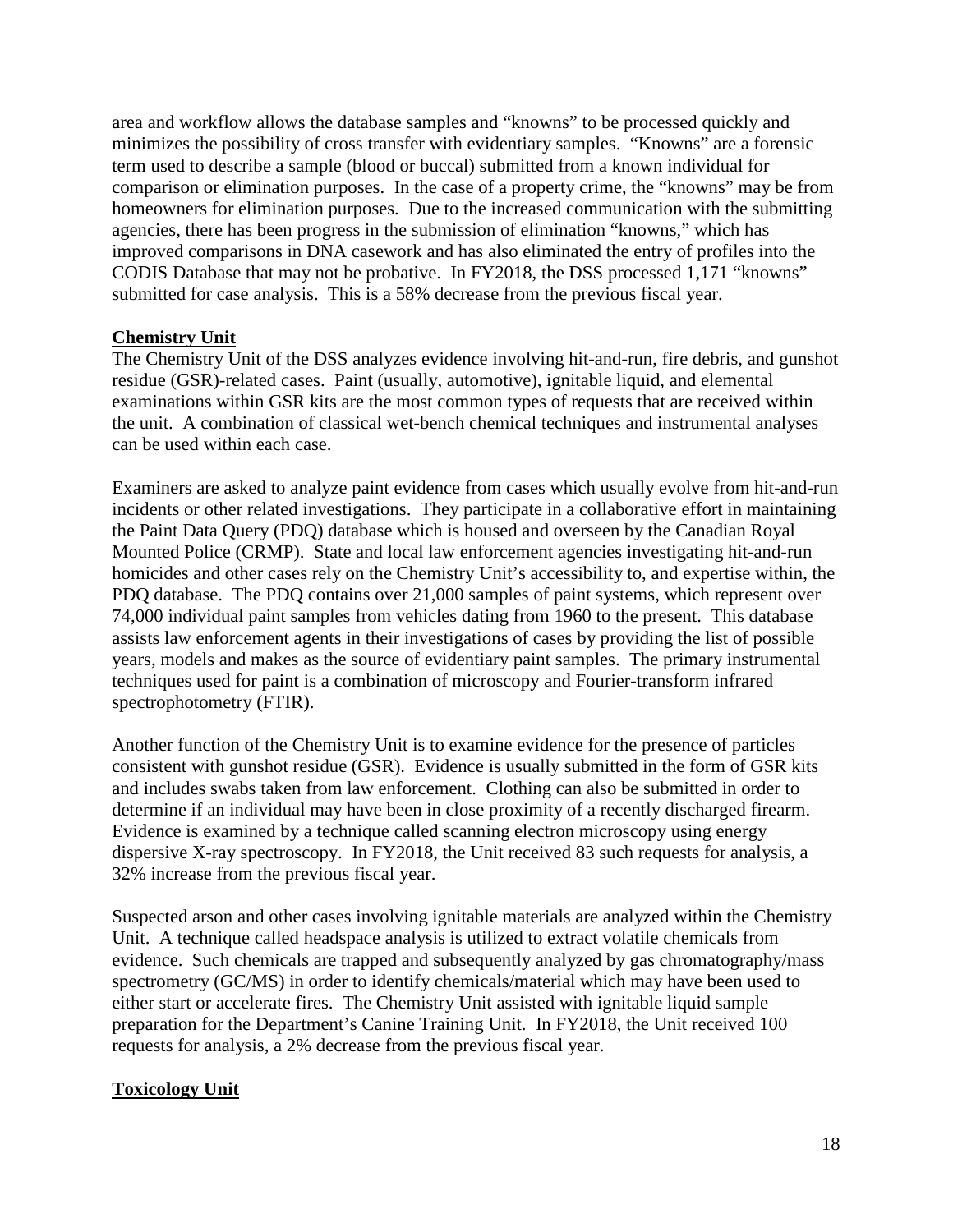area and workflow allows the database samples and "knowns" to be processed quickly and minimizes the possibility of cross transfer with evidentiary samples. "Knowns" are a forensic term used to describe a sample (blood or buccal) submitted from a known individual for comparison or elimination purposes. In the case of a property crime, the "knowns" may be from homeowners for elimination purposes. Due to the increased communication with the submitting agencies, there has been progress in the submission of elimination "knowns," which has improved comparisons in DNA casework and has also eliminated the entry of profiles into the CODIS Database that may not be probative. In FY2018, the DSS processed 1,171 "knowns" submitted for case analysis. This is a 58% decrease from the previous fiscal year.

**Chemistry Unit**

The Chemistry Unit of the DSS analyzes evidence involving hit-and-run, fire debris, and gunshot residue (GSR)-related cases. Paint (usually, automotive), ignitable liquid, and elemental examinations within GSR kits are the most common types of requests that are received within the unit. A combination of classical wet-bench chemical techniques and instrumental analyses can be used within each case.

Examiners are asked to analyze paint evidence from cases which usually evolve from hit-and-run incidents or other related investigations. They participate in a collaborative effort in maintaining the Paint Data Query (PDQ) database which is housed and overseen by the Canadian Royal Mounted Police (CRMP). State and local law enforcement agencies investigating hit-and-run homicides and other cases rely on the Chemistry Unit's accessibility to, and expertise within, the PDQ database. The PDQ contains over 21,000 samples of paint systems, which represent over 74,000 individual paint samples from vehicles dating from 1960 to the present. This database assists law enforcement agents in their investigations of cases by providing the list of possible years, models and makes as the source of evidentiary paint samples. The primary instrumental techniques used for paint is a combination of microscopy and Fourier-transform infrared spectrophotometry (FTIR).

Another function of the Chemistry Unit is to examine evidence for the presence of particles consistent with gunshot residue (GSR). Evidence is usually submitted in the form of GSR kits and includes swabs taken from law enforcement. Clothing can also be submitted in order to determine if an individual may have been in close proximity of a recently discharged firearm. Evidence is examined by a technique called scanning electron microscopy using energy dispersive X-ray spectroscopy. In FY2018, the Unit received 83 such requests for analysis, a 32% increase from the previous fiscal year.

Suspected arson and other cases involving ignitable materials are analyzed within the Chemistry Unit. A technique called headspace analysis is utilized to extract volatile chemicals from evidence. Such chemicals are trapped and subsequently analyzed by gas chromatography/mass spectrometry (GC/MS) in order to identify chemicals/material which may have been used to either start or accelerate fires. The Chemistry Unit assisted with ignitable liquid sample preparation for the Department's Canine Training Unit. In FY2018, the Unit received 100 requests for analysis, a 2% decrease from the previous fiscal year.

**Toxicology Unit**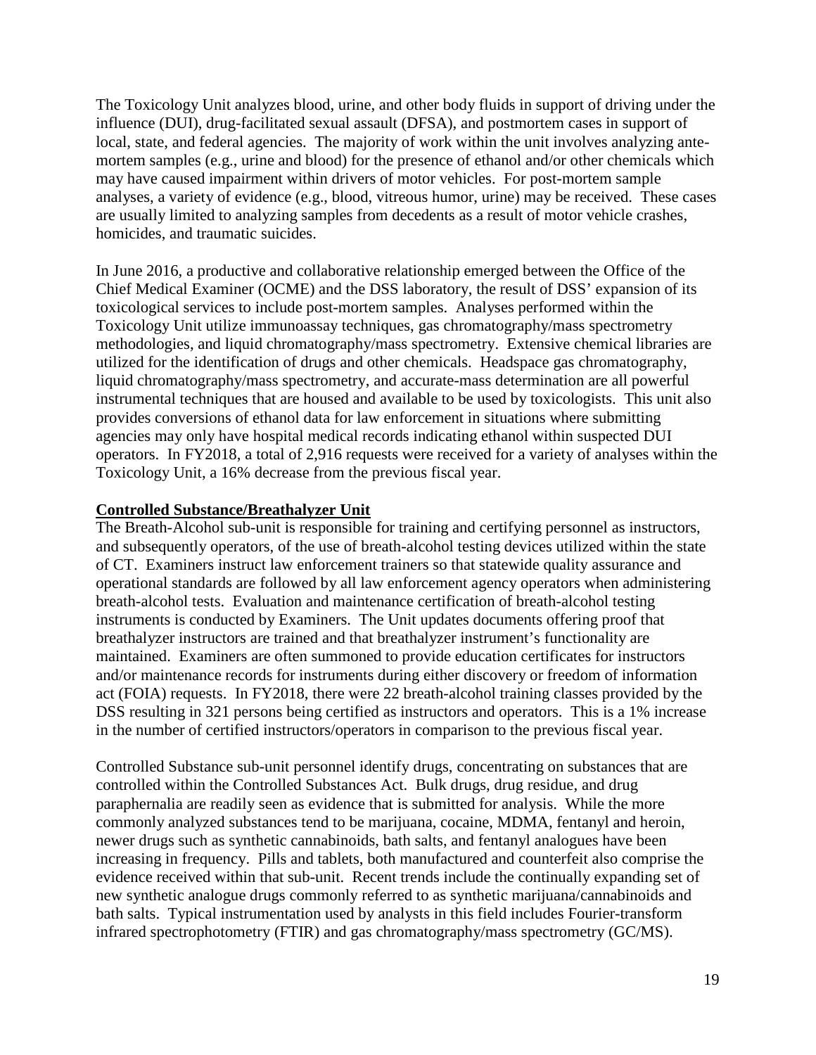The Toxicology Unit analyzes blood, urine, and other body fluids in support of driving under the influence (DUI), drug-facilitated sexual assault (DFSA), and postmortem cases in support of local, state, and federal agencies. The majority of work within the unit involves analyzing ante-mortem samples (e.g., urine and blood) for the presence of ethanol and/or other chemicals which may have caused impairment within drivers of motor vehicles. For post-mortem sample analyses, a variety of evidence (e.g., blood, vitreous humor, urine) may be received. These cases are usually limited to analyzing samples from decedents as a result of motor vehicle crashes, homicides, and traumatic suicides.

In June 2016, a productive and collaborative relationship emerged between the Office of the Chief Medical Examiner (OCME) and the DSS laboratory, the result of DSS' expansion of its toxicological services to include post-mortem samples. Analyses performed within the Toxicology Unit utilize immunoassay techniques, gas chromatography/mass spectrometry methodologies, and liquid chromatography/mass spectrometry. Extensive chemical libraries are utilized for the identification of drugs and other chemicals. Headspace gas chromatography, liquid chromatography/mass spectrometry, and accurate-mass determination are all powerful instrumental techniques that are housed and available to be used by toxicologists. This unit also provides conversions of ethanol data for law enforcement in situations where submitting agencies may only have hospital medical records indicating ethanol within suspected DUI operators. In FY2018, a total of 2,916 requests were received for a variety of analyses within the Toxicology Unit, a 16% decrease from the previous fiscal year.

## Controlled Substance/Breathalyzer Unit

The Breath-Alcohol sub-unit is responsible for training and certifying personnel as instructors, and subsequently operators, of the use of breath-alcohol testing devices utilized within the state of CT. Examiners instruct law enforcement trainers so that statewide quality assurance and operational standards are followed by all law enforcement agency operators when administering breath-alcohol tests. Evaluation and maintenance certification of breath-alcohol testing instruments is conducted by Examiners. The Unit updates documents offering proof that breathalyzer instructors are trained and that breathalyzer instrument's functionality are maintained. Examiners are often summoned to provide education certificates for instructors and/or maintenance records for instruments during either discovery or freedom of information act (FOIA) requests. In FY2018, there were 22 breath-alcohol training classes provided by the DSS resulting in 321 persons being certified as instructors and operators. This is a 1% increase in the number of certified instructors/operators in comparison to the previous fiscal year.

Controlled Substance sub-unit personnel identify drugs, concentrating on substances that are controlled within the Controlled Substances Act. Bulk drugs, drug residue, and drug paraphernalia are readily seen as evidence that is submitted for analysis. While the more commonly analyzed substances tend to be marijuana, cocaine, MDMA, fentanyl and heroin, newer drugs such as synthetic cannabinoids, bath salts, and fentanyl analogues have been increasing in frequency. Pills and tablets, both manufactured and counterfeit also comprise the evidence received within that sub-unit. Recent trends include the continually expanding set of new synthetic analogue drugs commonly referred to as synthetic marijuana/cannabinoids and bath salts. Typical instrumentation used by analysts in this field includes Fourier-transform infrared spectrophotometry (FTIR) and gas chromatography/mass spectrometry (GC/MS).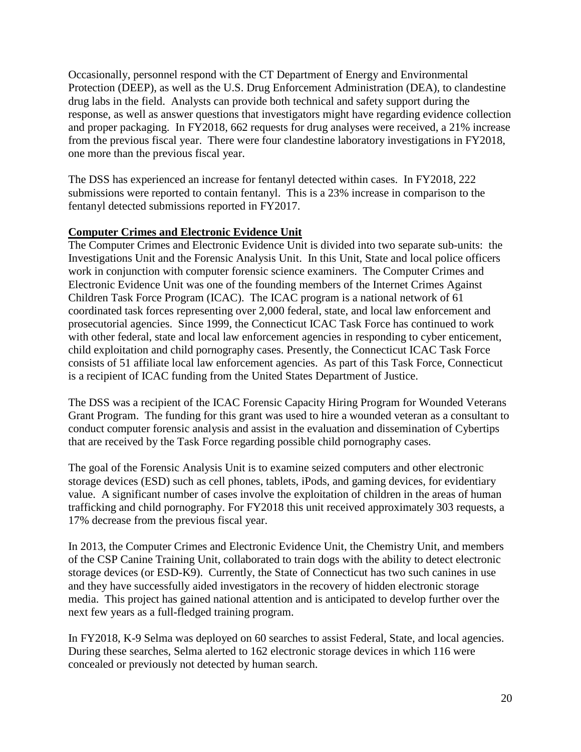Occasionally, personnel respond with the CT Department of Energy and Environmental Protection (DEEP), as well as the U.S. Drug Enforcement Administration (DEA), to clandestine drug labs in the field. Analysts can provide both technical and safety support during the response, as well as answer questions that investigators might have regarding evidence collection and proper packaging. In FY2018, 662 requests for drug analyses were received, a 21% increase from the previous fiscal year. There were four clandestine laboratory investigations in FY2018, one more than the previous fiscal year.

The DSS has experienced an increase for fentanyl detected within cases. In FY2018, 222 submissions were reported to contain fentanyl. This is a 23% increase in comparison to the fentanyl detected submissions reported in FY2017.

**Computer Crimes and Electronic Evidence Unit**

The Computer Crimes and Electronic Evidence Unit is divided into two separate sub-units: the Investigations Unit and the Forensic Analysis Unit. In this Unit, State and local police officers work in conjunction with computer forensic science examiners. The Computer Crimes and Electronic Evidence Unit was one of the founding members of the Internet Crimes Against Children Task Force Program (ICAC). The ICAC program is a national network of 61 coordinated task forces representing over 2,000 federal, state, and local law enforcement and prosecutorial agencies. Since 1999, the Connecticut ICAC Task Force has continued to work with other federal, state and local law enforcement agencies in responding to cyber enticement, child exploitation and child pornography cases. Presently, the Connecticut ICAC Task Force consists of 51 affiliate local law enforcement agencies. As part of this Task Force, Connecticut is a recipient of ICAC funding from the United States Department of Justice.

The DSS was a recipient of the ICAC Forensic Capacity Hiring Program for Wounded Veterans Grant Program. The funding for this grant was used to hire a wounded veteran as a consultant to conduct computer forensic analysis and assist in the evaluation and dissemination of Cybertips that are received by the Task Force regarding possible child pornography cases.

The goal of the Forensic Analysis Unit is to examine seized computers and other electronic storage devices (ESD) such as cell phones, tablets, iPods, and gaming devices, for evidentiary value. A significant number of cases involve the exploitation of children in the areas of human trafficking and child pornography. For FY2018 this unit received approximately 303 requests, a 17% decrease from the previous fiscal year.

In 2013, the Computer Crimes and Electronic Evidence Unit, the Chemistry Unit, and members of the CSP Canine Training Unit, collaborated to train dogs with the ability to detect electronic storage devices (or ESD-K9). Currently, the State of Connecticut has two such canines in use and they have successfully aided investigators in the recovery of hidden electronic storage media. This project has gained national attention and is anticipated to develop further over the next few years as a full-fledged training program.

In FY2018, K-9 Selma was deployed on 60 searches to assist Federal, State, and local agencies. During these searches, Selma alerted to 162 electronic storage devices in which 116 were concealed or previously not detected by human search.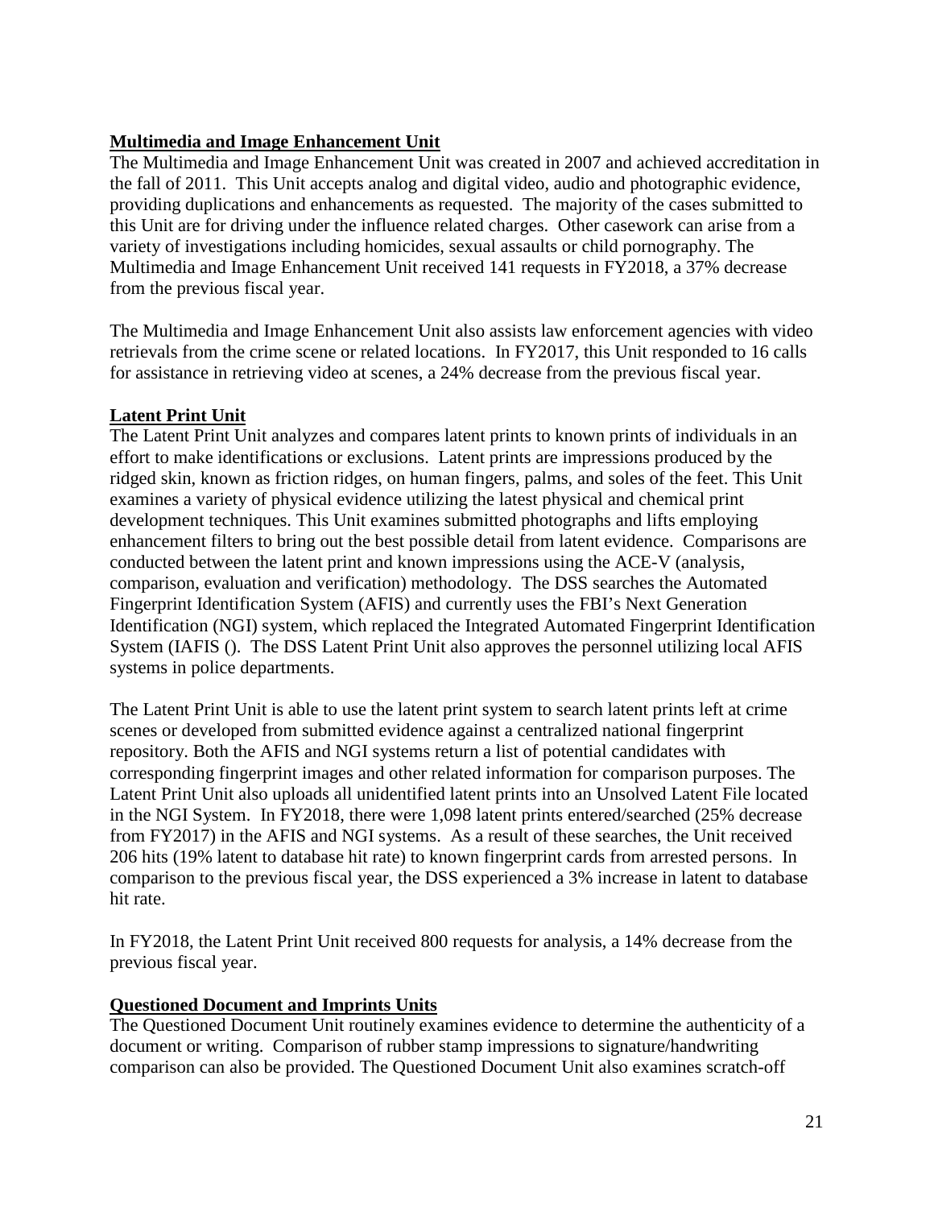**Multimedia and Image Enhancement Unit**

The Multimedia and Image Enhancement Unit was created in 2007 and achieved accreditation in the fall of 2011. This Unit accepts analog and digital video, audio and photographic evidence, providing duplications and enhancements as requested. The majority of the cases submitted to this Unit are for driving under the influence related charges. Other casework can arise from a variety of investigations including homicides, sexual assaults or child pornography. The Multimedia and Image Enhancement Unit received 141 requests in FY2018, a 37% decrease from the previous fiscal year.

The Multimedia and Image Enhancement Unit also assists law enforcement agencies with video retrievals from the crime scene or related locations. In FY2017, this Unit responded to 16 calls for assistance in retrieving video at scenes, a 24% decrease from the previous fiscal year.

**Latent Print Unit**

The Latent Print Unit analyzes and compares latent prints to known prints of individuals in an effort to make identifications or exclusions. Latent prints are impressions produced by the ridged skin, known as friction ridges, on human fingers, palms, and soles of the feet. This Unit examines a variety of physical evidence utilizing the latest physical and chemical print development techniques. This Unit examines submitted photographs and lifts employing enhancement filters to bring out the best possible detail from latent evidence. Comparisons are conducted between the latent print and known impressions using the ACE-V (analysis, comparison, evaluation and verification) methodology. The DSS searches the Automated Fingerprint Identification System (AFIS) and currently uses the FBI's Next Generation Identification (NGI) system, which replaced the Integrated Automated Fingerprint Identification System (IAFIS (). The DSS Latent Print Unit also approves the personnel utilizing local AFIS systems in police departments.

The Latent Print Unit is able to use the latent print system to search latent prints left at crime scenes or developed from submitted evidence against a centralized national fingerprint repository. Both the AFIS and NGI systems return a list of potential candidates with corresponding fingerprint images and other related information for comparison purposes. The Latent Print Unit also uploads all unidentified latent prints into an Unsolved Latent File located in the NGI System. In FY2018, there were 1,098 latent prints entered/searched (25% decrease from FY2017) in the AFIS and NGI systems. As a result of these searches, the Unit received 206 hits (19% latent to database hit rate) to known fingerprint cards from arrested persons. In comparison to the previous fiscal year, the DSS experienced a 3% increase in latent to database hit rate.

In FY2018, the Latent Print Unit received 800 requests for analysis, a 14% decrease from the previous fiscal year.

**Questioned Document and Imprints Units**

The Questioned Document Unit routinely examines evidence to determine the authenticity of a document or writing. Comparison of rubber stamp impressions to signature/handwriting comparison can also be provided. The Questioned Document Unit also examines scratch-off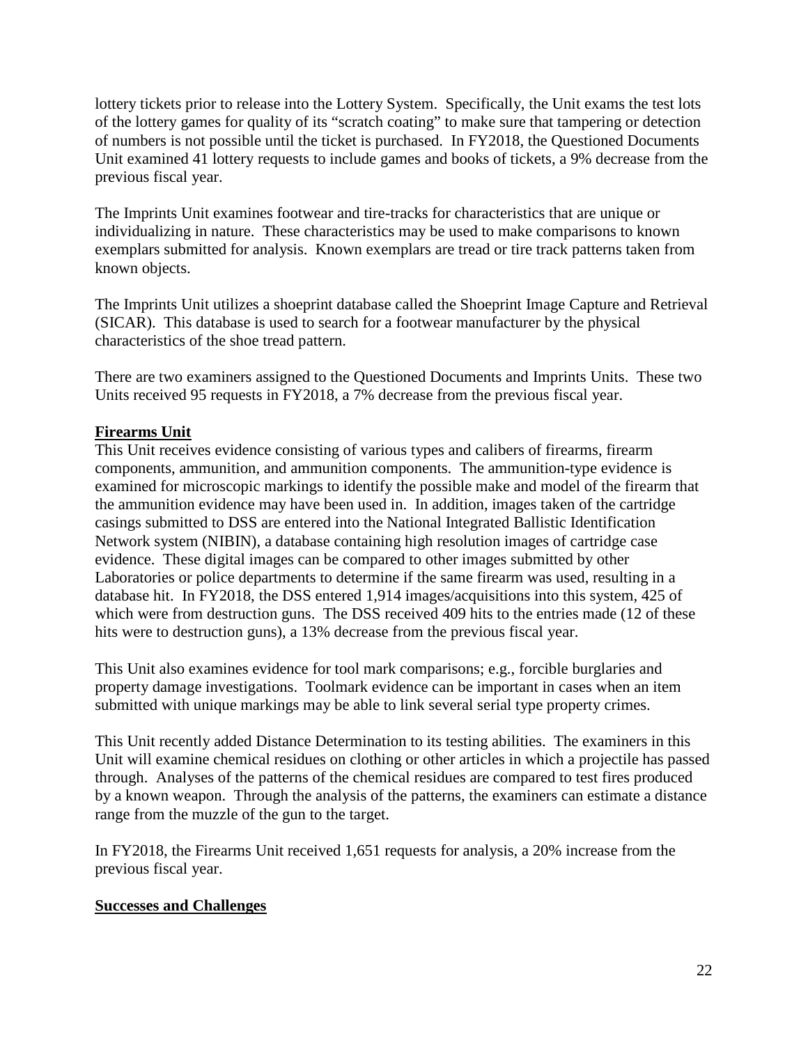lottery tickets prior to release into the Lottery System. Specifically, the Unit exams the test lots of the lottery games for quality of its "scratch coating" to make sure that tampering or detection of numbers is not possible until the ticket is purchased. In FY2018, the Questioned Documents Unit examined 41 lottery requests to include games and books of tickets, a 9% decrease from the previous fiscal year.

The Imprints Unit examines footwear and tire-tracks for characteristics that are unique or individualizing in nature. These characteristics may be used to make comparisons to known exemplars submitted for analysis. Known exemplars are tread or tire track patterns taken from known objects.

The Imprints Unit utilizes a shoeprint database called the Shoeprint Image Capture and Retrieval (SICAR). This database is used to search for a footwear manufacturer by the physical characteristics of the shoe tread pattern.

There are two examiners assigned to the Questioned Documents and Imprints Units. These two Units received 95 requests in FY2018, a 7% decrease from the previous fiscal year.

**Firearms Unit**

This Unit receives evidence consisting of various types and calibers of firearms, firearm components, ammunition, and ammunition components. The ammunition-type evidence is examined for microscopic markings to identify the possible make and model of the firearm that the ammunition evidence may have been used in. In addition, images taken of the cartridge casings submitted to DSS are entered into the National Integrated Ballistic Identification Network system (NIBIN), a database containing high resolution images of cartridge case evidence. These digital images can be compared to other images submitted by other Laboratories or police departments to determine if the same firearm was used, resulting in a database hit. In FY2018, the DSS entered 1,914 images/acquisitions into this system, 425 of which were from destruction guns. The DSS received 409 hits to the entries made (12 of these hits were to destruction guns), a 13% decrease from the previous fiscal year.

This Unit also examines evidence for tool mark comparisons; e.g., forcible burglaries and property damage investigations. Toolmark evidence can be important in cases when an item submitted with unique markings may be able to link several serial type property crimes.

This Unit recently added Distance Determination to its testing abilities. The examiners in this Unit will examine chemical residues on clothing or other articles in which a projectile has passed through. Analyses of the patterns of the chemical residues are compared to test fires produced by a known weapon. Through the analysis of the patterns, the examiners can estimate a distance range from the muzzle of the gun to the target.

In FY2018, the Firearms Unit received 1,651 requests for analysis, a 20% increase from the previous fiscal year.

**Successes and Challenges**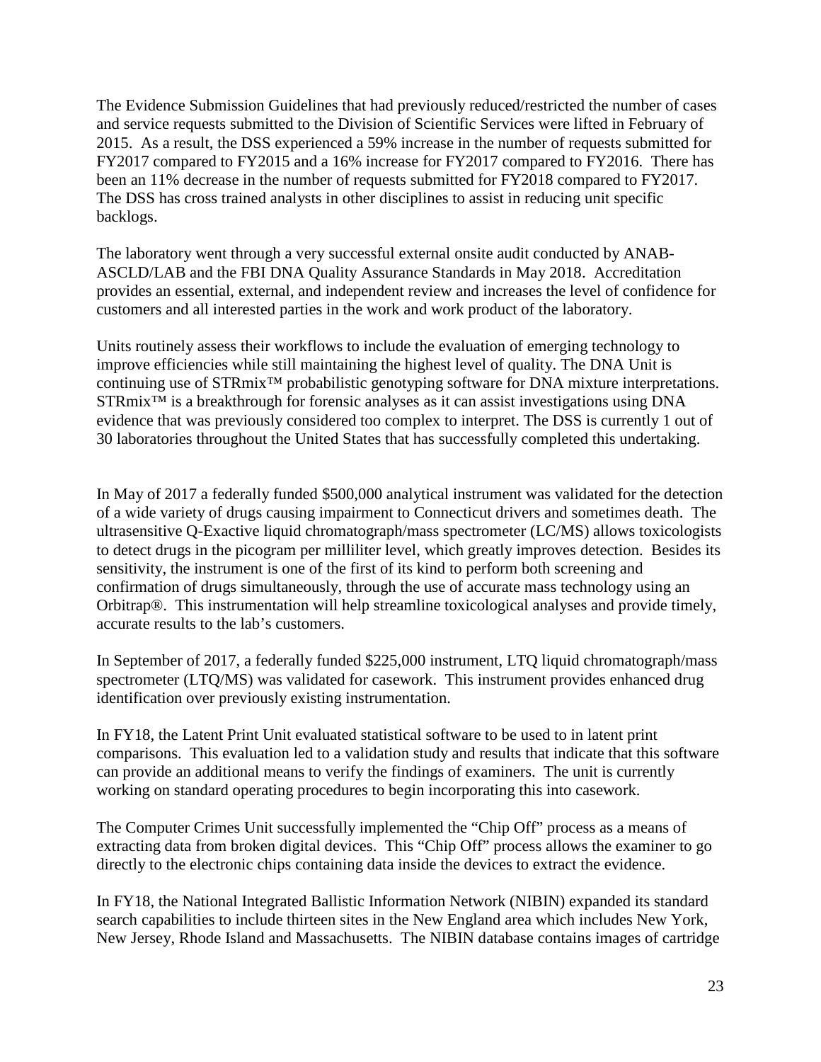The Evidence Submission Guidelines that had previously reduced/restricted the number of cases and service requests submitted to the Division of Scientific Services were lifted in February of 2015. As a result, the DSS experienced a 59% increase in the number of requests submitted for FY2017 compared to FY2015 and a 16% increase for FY2017 compared to FY2016. There has been an 11% decrease in the number of requests submitted for FY2018 compared to FY2017. The DSS has cross trained analysts in other disciplines to assist in reducing unit specific backlogs.

The laboratory went through a very successful external onsite audit conducted by ANAB-ASCLD/LAB and the FBI DNA Quality Assurance Standards in May 2018. Accreditation provides an essential, external, and independent review and increases the level of confidence for customers and all interested parties in the work and work product of the laboratory.

Units routinely assess their workflows to include the evaluation of emerging technology to improve efficiencies while still maintaining the highest level of quality. The DNA Unit is continuing use of STRmix™ probabilistic genotyping software for DNA mixture interpretations. STRmix™ is a breakthrough for forensic analyses as it can assist investigations using DNA evidence that was previously considered too complex to interpret. The DSS is currently 1 out of 30 laboratories throughout the United States that has successfully completed this undertaking.

In May of 2017 a federally funded $500,000 analytical instrument was validated for the detection of a wide variety of drugs causing impairment to Connecticut drivers and sometimes death. The ultrasensitive Q-Exactive liquid chromatograph/mass spectrometer (LC/MS) allows toxicologists to detect drugs in the picogram per milliliter level, which greatly improves detection. Besides its sensitivity, the instrument is one of the first of its kind to perform both screening and confirmation of drugs simultaneously, through the use of accurate mass technology using an Orbitrap®. This instrumentation will help streamline toxicological analyses and provide timely, accurate results to the lab's customers.

In September of 2017, a federally funded $225,000 instrument, LTQ liquid chromatograph/mass spectrometer (LTQ/MS) was validated for casework. This instrument provides enhanced drug identification over previously existing instrumentation.

In FY18, the Latent Print Unit evaluated statistical software to be used to in latent print comparisons. This evaluation led to a validation study and results that indicate that this software can provide an additional means to verify the findings of examiners. The unit is currently working on standard operating procedures to begin incorporating this into casework.

The Computer Crimes Unit successfully implemented the "Chip Off" process as a means of extracting data from broken digital devices. This "Chip Off" process allows the examiner to go directly to the electronic chips containing data inside the devices to extract the evidence.

In FY18, the National Integrated Ballistic Information Network (NIBIN) expanded its standard search capabilities to include thirteen sites in the New England area which includes New York, New Jersey, Rhode Island and Massachusetts. The NIBIN database contains images of cartridge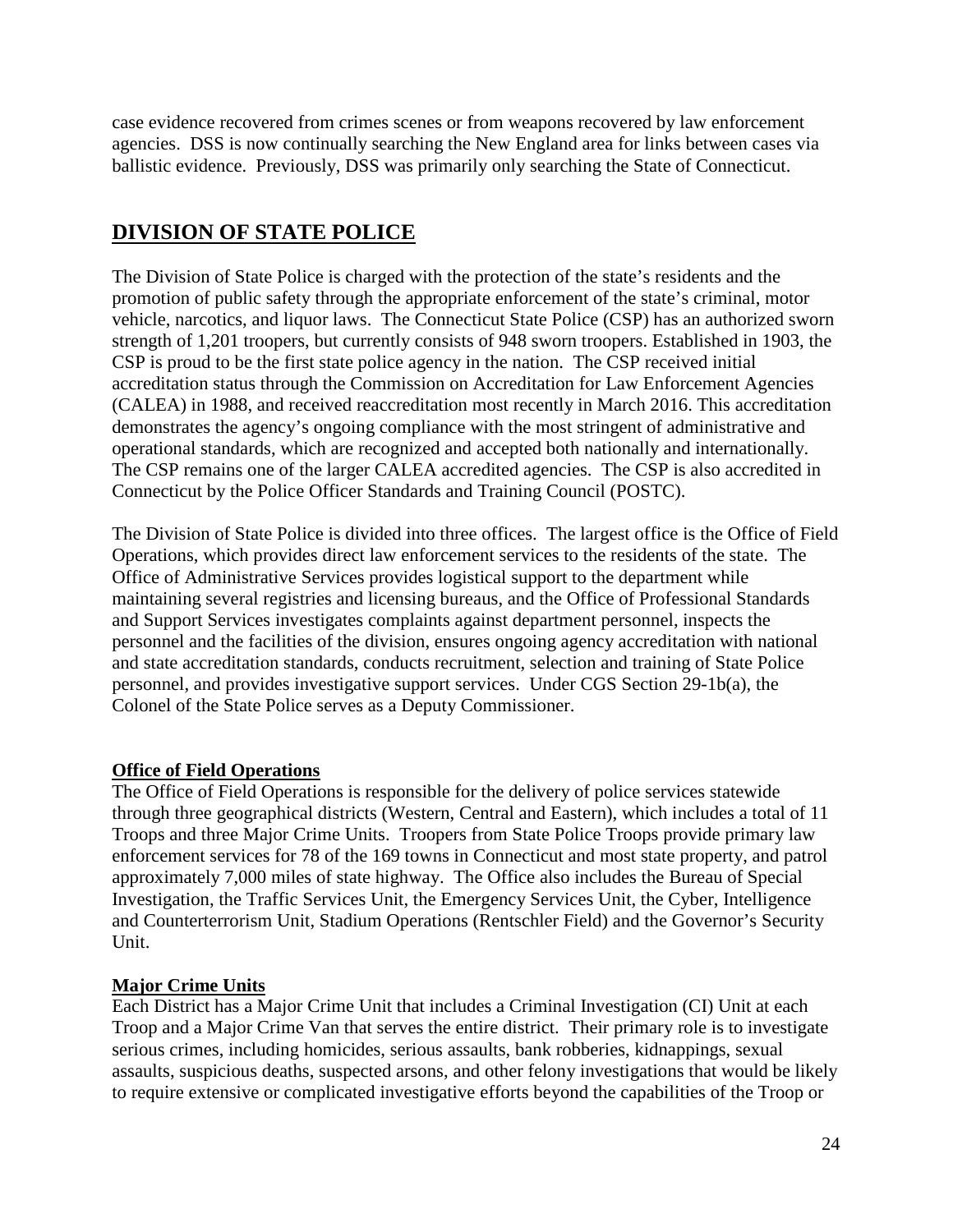case evidence recovered from crimes scenes or from weapons recovered by law enforcement agencies. DSS is now continually searching the New England area for links between cases via ballistic evidence. Previously, DSS was primarily only searching the State of Connecticut.

## DIVISION OF STATE POLICE

The Division of State Police is charged with the protection of the state's residents and the promotion of public safety through the appropriate enforcement of the state's criminal, motor vehicle, narcotics, and liquor laws. The Connecticut State Police (CSP) has an authorized sworn strength of 1,201 troopers, but currently consists of 948 sworn troopers. Established in 1903, the CSP is proud to be the first state police agency in the nation. The CSP received initial accreditation status through the Commission on Accreditation for Law Enforcement Agencies (CALEA) in 1988, and received reaccreditation most recently in March 2016. This accreditation demonstrates the agency's ongoing compliance with the most stringent of administrative and operational standards, which are recognized and accepted both nationally and internationally. The CSP remains one of the larger CALEA accredited agencies. The CSP is also accredited in Connecticut by the Police Officer Standards and Training Council (POSTC).

The Division of State Police is divided into three offices. The largest office is the Office of Field Operations, which provides direct law enforcement services to the residents of the state. The Office of Administrative Services provides logistical support to the department while maintaining several registries and licensing bureaus, and the Office of Professional Standards and Support Services investigates complaints against department personnel, inspects the personnel and the facilities of the division, ensures ongoing agency accreditation with national and state accreditation standards, conducts recruitment, selection and training of State Police personnel, and provides investigative support services. Under CGS Section 29-1b(a), the Colonel of the State Police serves as a Deputy Commissioner.

### Office of Field Operations

The Office of Field Operations is responsible for the delivery of police services statewide through three geographical districts (Western, Central and Eastern), which includes a total of 11 Troops and three Major Crime Units. Troopers from State Police Troops provide primary law enforcement services for 78 of the 169 towns in Connecticut and most state property, and patrol approximately 7,000 miles of state highway. The Office also includes the Bureau of Special Investigation, the Traffic Services Unit, the Emergency Services Unit, the Cyber, Intelligence and Counterterrorism Unit, Stadium Operations (Rentschler Field) and the Governor's Security Unit.

### Major Crime Units

Each District has a Major Crime Unit that includes a Criminal Investigation (CI) Unit at each Troop and a Major Crime Van that serves the entire district. Their primary role is to investigate serious crimes, including homicides, serious assaults, bank robberies, kidnappings, sexual assaults, suspicious deaths, suspected arsons, and other felony investigations that would be likely to require extensive or complicated investigative efforts beyond the capabilities of the Troop or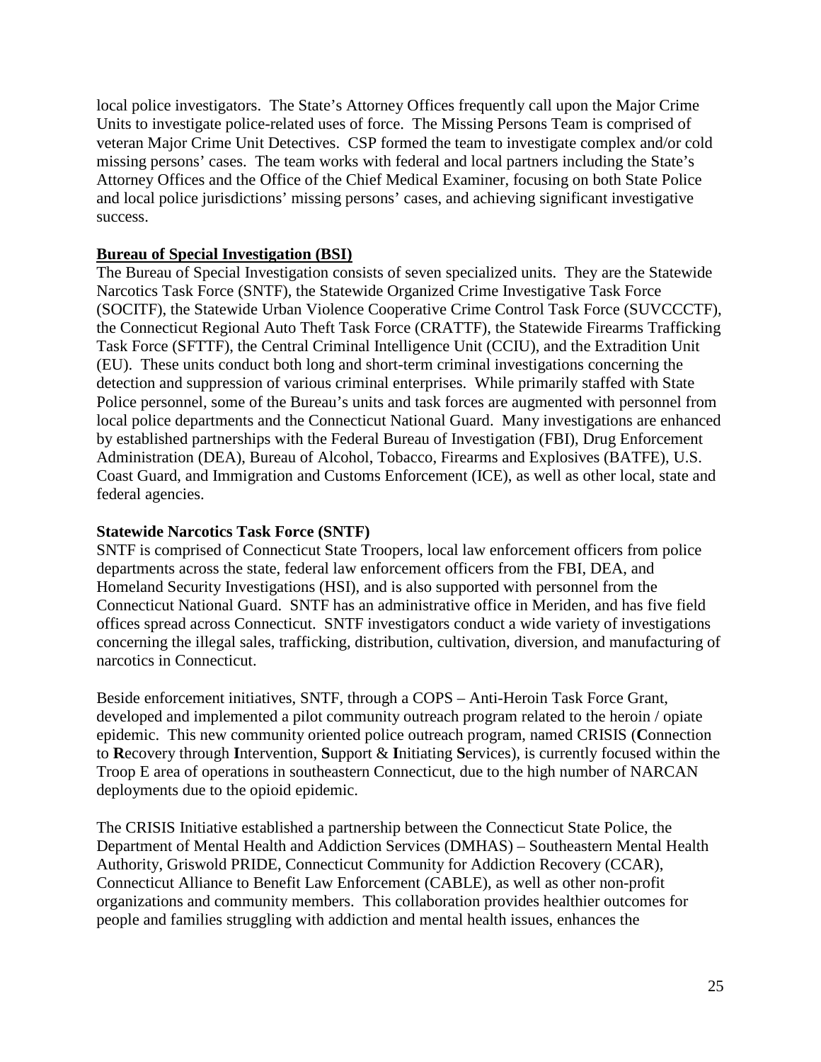local police investigators. The State's Attorney Offices frequently call upon the Major Crime Units to investigate police-related uses of force. The Missing Persons Team is comprised of veteran Major Crime Unit Detectives. CSP formed the team to investigate complex and/or cold missing persons' cases. The team works with federal and local partners including the State's Attorney Offices and the Office of the Chief Medical Examiner, focusing on both State Police and local police jurisdictions' missing persons' cases, and achieving significant investigative success.

## Bureau of Special Investigation (BSI)

The Bureau of Special Investigation consists of seven specialized units. They are the Statewide Narcotics Task Force (SNTF), the Statewide Organized Crime Investigative Task Force (SOCITF), the Statewide Urban Violence Cooperative Crime Control Task Force (SUVCCCTF), the Connecticut Regional Auto Theft Task Force (CRATTF), the Statewide Firearms Trafficking Task Force (SFTTF), the Central Criminal Intelligence Unit (CCIU), and the Extradition Unit (EU). These units conduct both long and short-term criminal investigations concerning the detection and suppression of various criminal enterprises. While primarily staffed with State Police personnel, some of the Bureau's units and task forces are augmented with personnel from local police departments and the Connecticut National Guard. Many investigations are enhanced by established partnerships with the Federal Bureau of Investigation (FBI), Drug Enforcement Administration (DEA), Bureau of Alcohol, Tobacco, Firearms and Explosives (BATFE), U.S. Coast Guard, and Immigration and Customs Enforcement (ICE), as well as other local, state and federal agencies.

### Statewide Narcotics Task Force (SNTF)

SNTF is comprised of Connecticut State Troopers, local law enforcement officers from police departments across the state, federal law enforcement officers from the FBI, DEA, and Homeland Security Investigations (HSI), and is also supported with personnel from the Connecticut National Guard. SNTF has an administrative office in Meriden, and has five field offices spread across Connecticut. SNTF investigators conduct a wide variety of investigations concerning the illegal sales, trafficking, distribution, cultivation, diversion, and manufacturing of narcotics in Connecticut.

Beside enforcement initiatives, SNTF, through a COPS – Anti-Heroin Task Force Grant, developed and implemented a pilot community outreach program related to the heroin / opiate epidemic. This new community oriented police outreach program, named CRISIS (**C**onnection to **R**ecovery through **I**ntervention, **S**upport & **I**nitiating **S**ervices), is currently focused within the Troop E area of operations in southeastern Connecticut, due to the high number of NARCAN deployments due to the opioid epidemic.

The CRISIS Initiative established a partnership between the Connecticut State Police, the Department of Mental Health and Addiction Services (DMHAS) – Southeastern Mental Health Authority, Griswold PRIDE, Connecticut Community for Addiction Recovery (CCAR), Connecticut Alliance to Benefit Law Enforcement (CABLE), as well as other non-profit organizations and community members. This collaboration provides healthier outcomes for people and families struggling with addiction and mental health issues, enhances the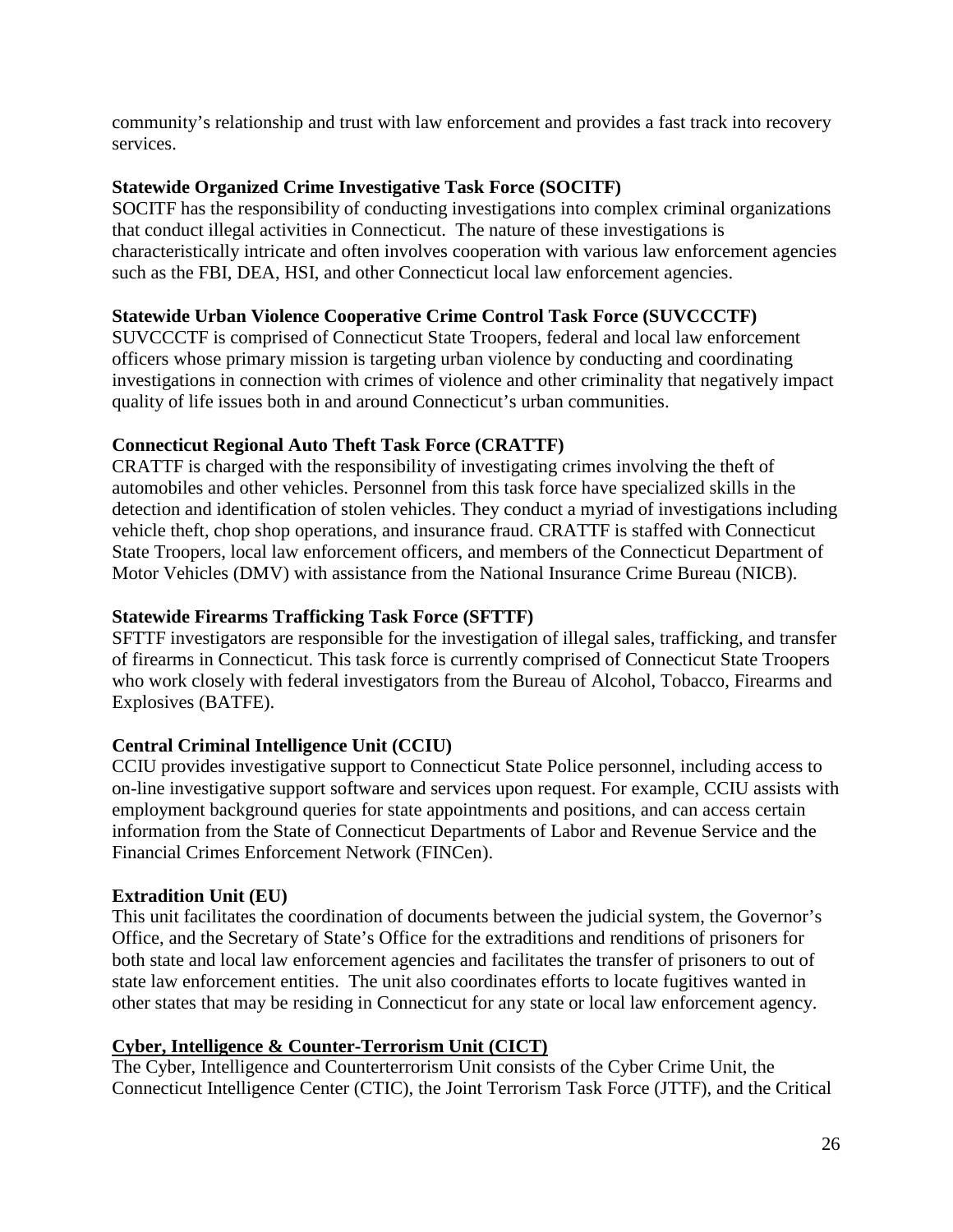community's relationship and trust with law enforcement and provides a fast track into recovery services.

### Statewide Organized Crime Investigative Task Force (SOCITF)

SOCITF has the responsibility of conducting investigations into complex criminal organizations that conduct illegal activities in Connecticut. The nature of these investigations is characteristically intricate and often involves cooperation with various law enforcement agencies such as the FBI, DEA, HSI, and other Connecticut local law enforcement agencies.

### Statewide Urban Violence Cooperative Crime Control Task Force (SUVCCCTF)

SUVCCCTF is comprised of Connecticut State Troopers, federal and local law enforcement officers whose primary mission is targeting urban violence by conducting and coordinating investigations in connection with crimes of violence and other criminality that negatively impact quality of life issues both in and around Connecticut's urban communities.

### Connecticut Regional Auto Theft Task Force (CRATTF)

CRATTF is charged with the responsibility of investigating crimes involving the theft of automobiles and other vehicles. Personnel from this task force have specialized skills in the detection and identification of stolen vehicles. They conduct a myriad of investigations including vehicle theft, chop shop operations, and insurance fraud. CRATTF is staffed with Connecticut State Troopers, local law enforcement officers, and members of the Connecticut Department of Motor Vehicles (DMV) with assistance from the National Insurance Crime Bureau (NICB).

### Statewide Firearms Trafficking Task Force (SFTTF)

SFTTF investigators are responsible for the investigation of illegal sales, trafficking, and transfer of firearms in Connecticut. This task force is currently comprised of Connecticut State Troopers who work closely with federal investigators from the Bureau of Alcohol, Tobacco, Firearms and Explosives (BATFE).

### Central Criminal Intelligence Unit (CCIU)

CCIU provides investigative support to Connecticut State Police personnel, including access to on-line investigative support software and services upon request. For example, CCIU assists with employment background queries for state appointments and positions, and can access certain information from the State of Connecticut Departments of Labor and Revenue Service and the Financial Crimes Enforcement Network (FINCen).

### Extradition Unit (EU)

This unit facilitates the coordination of documents between the judicial system, the Governor's Office, and the Secretary of State's Office for the extraditions and renditions of prisoners for both state and local law enforcement agencies and facilitates the transfer of prisoners to out of state law enforcement entities. The unit also coordinates efforts to locate fugitives wanted in other states that may be residing in Connecticut for any state or local law enforcement agency.

## Cyber, Intelligence & Counter-Terrorism Unit (CICT)

The Cyber, Intelligence and Counterterrorism Unit consists of the Cyber Crime Unit, the Connecticut Intelligence Center (CTIC), the Joint Terrorism Task Force (JTTF), and the Critical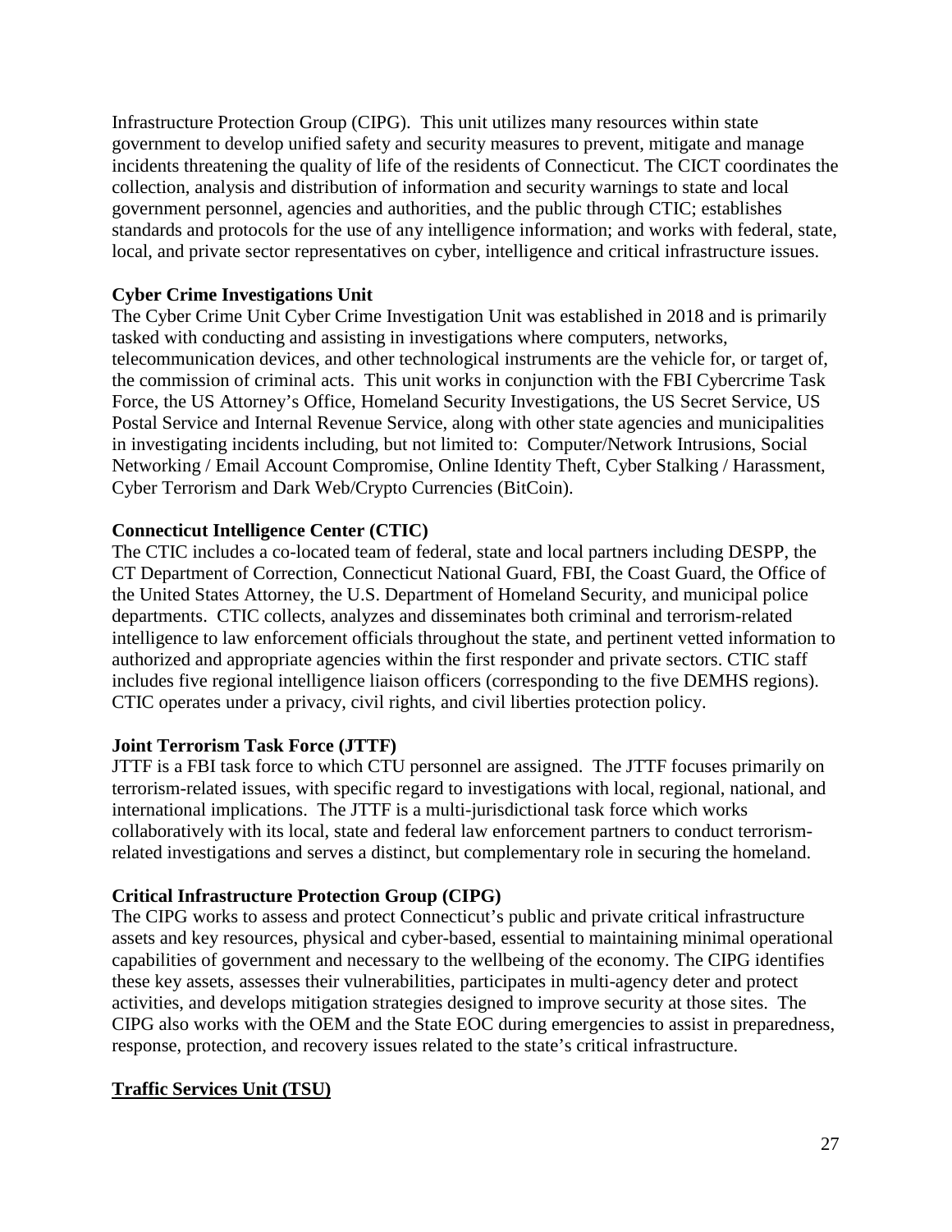Infrastructure Protection Group (CIPG). This unit utilizes many resources within state government to develop unified safety and security measures to prevent, mitigate and manage incidents threatening the quality of life of the residents of Connecticut. The CICT coordinates the collection, analysis and distribution of information and security warnings to state and local government personnel, agencies and authorities, and the public through CTIC; establishes standards and protocols for the use of any intelligence information; and works with federal, state, local, and private sector representatives on cyber, intelligence and critical infrastructure issues.

**Cyber Crime Investigations Unit**

The Cyber Crime Unit Cyber Crime Investigation Unit was established in 2018 and is primarily tasked with conducting and assisting in investigations where computers, networks, telecommunication devices, and other technological instruments are the vehicle for, or target of, the commission of criminal acts. This unit works in conjunction with the FBI Cybercrime Task Force, the US Attorney's Office, Homeland Security Investigations, the US Secret Service, US Postal Service and Internal Revenue Service, along with other state agencies and municipalities in investigating incidents including, but not limited to: Computer/Network Intrusions, Social Networking / Email Account Compromise, Online Identity Theft, Cyber Stalking / Harassment, Cyber Terrorism and Dark Web/Crypto Currencies (BitCoin).

**Connecticut Intelligence Center (CTIC)**

The CTIC includes a co-located team of federal, state and local partners including DESPP, the CT Department of Correction, Connecticut National Guard, FBI, the Coast Guard, the Office of the United States Attorney, the U.S. Department of Homeland Security, and municipal police departments. CTIC collects, analyzes and disseminates both criminal and terrorism-related intelligence to law enforcement officials throughout the state, and pertinent vetted information to authorized and appropriate agencies within the first responder and private sectors. CTIC staff includes five regional intelligence liaison officers (corresponding to the five DEMHS regions). CTIC operates under a privacy, civil rights, and civil liberties protection policy.

**Joint Terrorism Task Force (JTTF)**

JTTF is a FBI task force to which CTU personnel are assigned. The JTTF focuses primarily on terrorism-related issues, with specific regard to investigations with local, regional, national, and international implications. The JTTF is a multi-jurisdictional task force which works collaboratively with its local, state and federal law enforcement partners to conduct terrorism-related investigations and serves a distinct, but complementary role in securing the homeland.

**Critical Infrastructure Protection Group (CIPG)**

The CIPG works to assess and protect Connecticut's public and private critical infrastructure assets and key resources, physical and cyber-based, essential to maintaining minimal operational capabilities of government and necessary to the wellbeing of the economy. The CIPG identifies these key assets, assesses their vulnerabilities, participates in multi-agency deter and protect activities, and develops mitigation strategies designed to improve security at those sites. The CIPG also works with the OEM and the State EOC during emergencies to assist in preparedness, response, protection, and recovery issues related to the state's critical infrastructure.

**Traffic Services Unit (TSU)**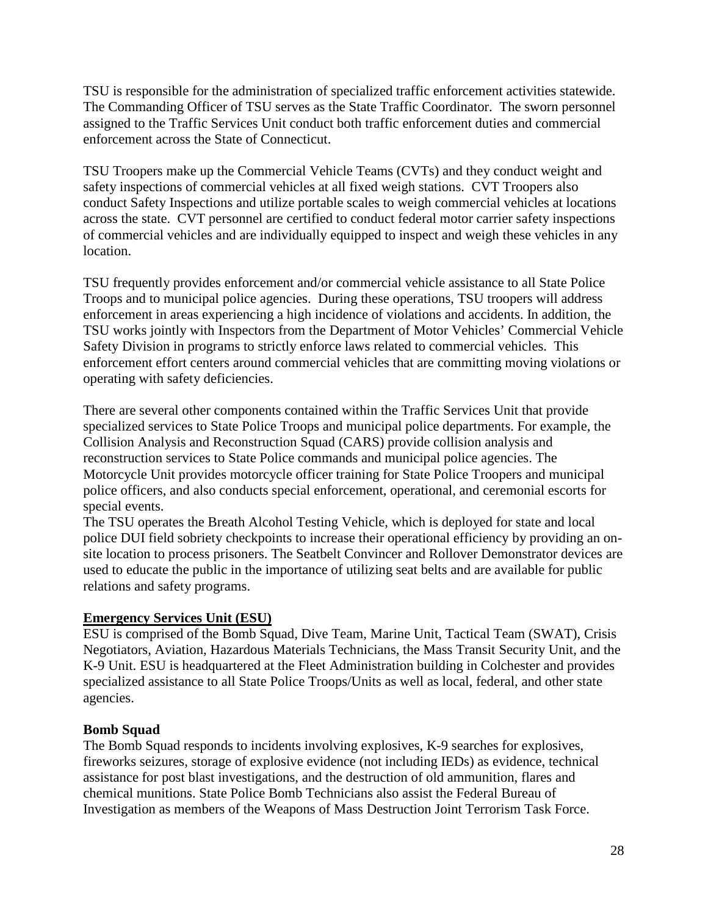TSU is responsible for the administration of specialized traffic enforcement activities statewide. The Commanding Officer of TSU serves as the State Traffic Coordinator. The sworn personnel assigned to the Traffic Services Unit conduct both traffic enforcement duties and commercial enforcement across the State of Connecticut.

TSU Troopers make up the Commercial Vehicle Teams (CVTs) and they conduct weight and safety inspections of commercial vehicles at all fixed weigh stations. CVT Troopers also conduct Safety Inspections and utilize portable scales to weigh commercial vehicles at locations across the state. CVT personnel are certified to conduct federal motor carrier safety inspections of commercial vehicles and are individually equipped to inspect and weigh these vehicles in any location.

TSU frequently provides enforcement and/or commercial vehicle assistance to all State Police Troops and to municipal police agencies. During these operations, TSU troopers will address enforcement in areas experiencing a high incidence of violations and accidents. In addition, the TSU works jointly with Inspectors from the Department of Motor Vehicles' Commercial Vehicle Safety Division in programs to strictly enforce laws related to commercial vehicles. This enforcement effort centers around commercial vehicles that are committing moving violations or operating with safety deficiencies.

There are several other components contained within the Traffic Services Unit that provide specialized services to State Police Troops and municipal police departments. For example, the Collision Analysis and Reconstruction Squad (CARS) provide collision analysis and reconstruction services to State Police commands and municipal police agencies. The Motorcycle Unit provides motorcycle officer training for State Police Troopers and municipal police officers, and also conducts special enforcement, operational, and ceremonial escorts for special events.

The TSU operates the Breath Alcohol Testing Vehicle, which is deployed for state and local police DUI field sobriety checkpoints to increase their operational efficiency by providing an on-site location to process prisoners. The Seatbelt Convincer and Rollover Demonstrator devices are used to educate the public in the importance of utilizing seat belts and are available for public relations and safety programs.

## Emergency Services Unit (ESU)

ESU is comprised of the Bomb Squad, Dive Team, Marine Unit, Tactical Team (SWAT), Crisis Negotiators, Aviation, Hazardous Materials Technicians, the Mass Transit Security Unit, and the K-9 Unit. ESU is headquartered at the Fleet Administration building in Colchester and provides specialized assistance to all State Police Troops/Units as well as local, federal, and other state agencies.

### Bomb Squad

The Bomb Squad responds to incidents involving explosives, K-9 searches for explosives, fireworks seizures, storage of explosive evidence (not including IEDs) as evidence, technical assistance for post blast investigations, and the destruction of old ammunition, flares and chemical munitions. State Police Bomb Technicians also assist the Federal Bureau of Investigation as members of the Weapons of Mass Destruction Joint Terrorism Task Force.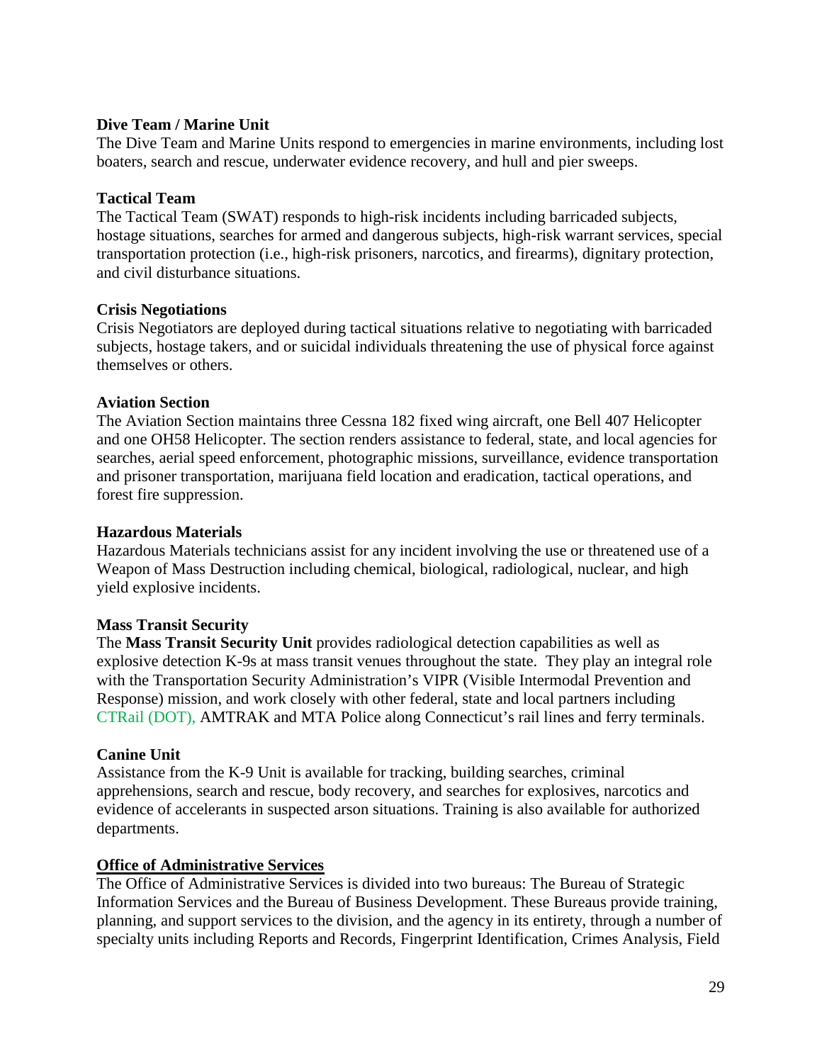**Dive Team / Marine Unit**
The Dive Team and Marine Units respond to emergencies in marine environments, including lost boaters, search and rescue, underwater evidence recovery, and hull and pier sweeps.

**Tactical Team**
The Tactical Team (SWAT) responds to high-risk incidents including barricaded subjects, hostage situations, searches for armed and dangerous subjects, high-risk warrant services, special transportation protection (i.e., high-risk prisoners, narcotics, and firearms), dignitary protection, and civil disturbance situations.

**Crisis Negotiations**
Crisis Negotiators are deployed during tactical situations relative to negotiating with barricaded subjects, hostage takers, and or suicidal individuals threatening the use of physical force against themselves or others.

**Aviation Section**
The Aviation Section maintains three Cessna 182 fixed wing aircraft, one Bell 407 Helicopter and one OH58 Helicopter. The section renders assistance to federal, state, and local agencies for searches, aerial speed enforcement, photographic missions, surveillance, evidence transportation and prisoner transportation, marijuana field location and eradication, tactical operations, and forest fire suppression.

**Hazardous Materials**
Hazardous Materials technicians assist for any incident involving the use or threatened use of a Weapon of Mass Destruction including chemical, biological, radiological, nuclear, and high yield explosive incidents.

**Mass Transit Security**
The **Mass Transit Security Unit** provides radiological detection capabilities as well as explosive detection K-9s at mass transit venues throughout the state. They play an integral role with the Transportation Security Administration's VIPR (Visible Intermodal Prevention and Response) mission, and work closely with other federal, state and local partners including CTRail (DOT), AMTRAK and MTA Police along Connecticut's rail lines and ferry terminals.

**Canine Unit**
Assistance from the K-9 Unit is available for tracking, building searches, criminal apprehensions, search and rescue, body recovery, and searches for explosives, narcotics and evidence of accelerants in suspected arson situations. Training is also available for authorized departments.

**Office of Administrative Services**
The Office of Administrative Services is divided into two bureaus: The Bureau of Strategic Information Services and the Bureau of Business Development. These Bureaus provide training, planning, and support services to the division, and the agency in its entirety, through a number of specialty units including Reports and Records, Fingerprint Identification, Crimes Analysis, Field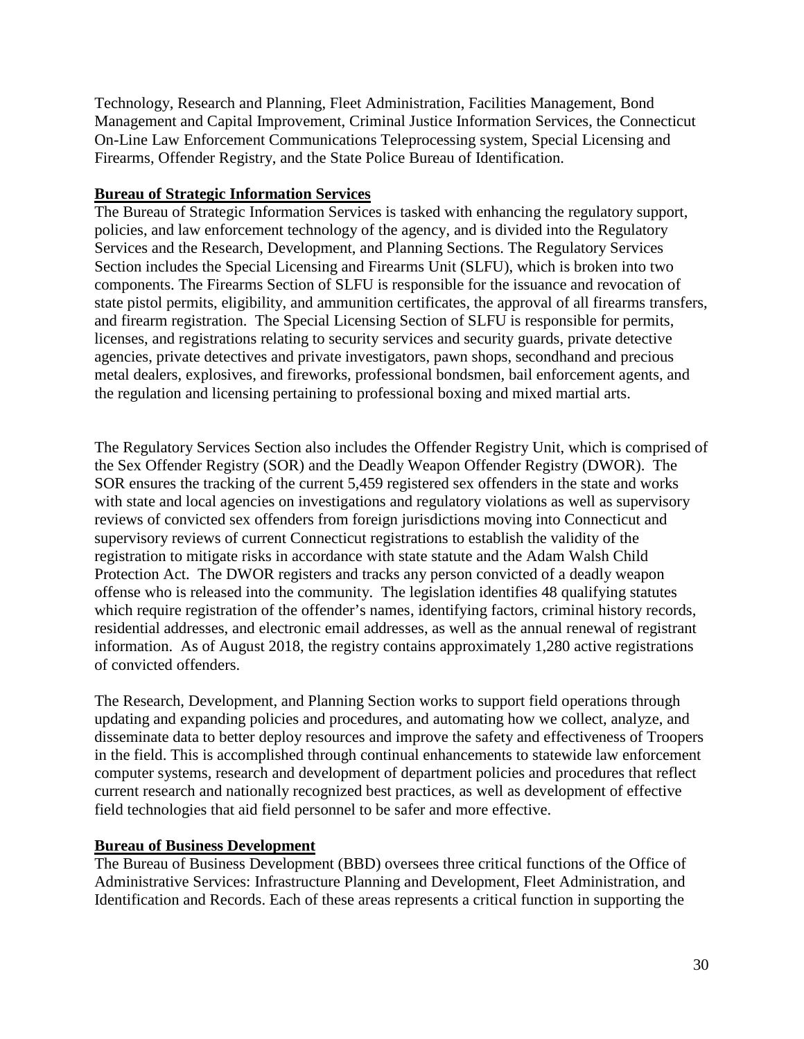Technology, Research and Planning, Fleet Administration, Facilities Management, Bond Management and Capital Improvement, Criminal Justice Information Services, the Connecticut On-Line Law Enforcement Communications Teleprocessing system, Special Licensing and Firearms, Offender Registry, and the State Police Bureau of Identification.

**Bureau of Strategic Information Services**

The Bureau of Strategic Information Services is tasked with enhancing the regulatory support, policies, and law enforcement technology of the agency, and is divided into the Regulatory Services and the Research, Development, and Planning Sections. The Regulatory Services Section includes the Special Licensing and Firearms Unit (SLFU), which is broken into two components. The Firearms Section of SLFU is responsible for the issuance and revocation of state pistol permits, eligibility, and ammunition certificates, the approval of all firearms transfers, and firearm registration. The Special Licensing Section of SLFU is responsible for permits, licenses, and registrations relating to security services and security guards, private detective agencies, private detectives and private investigators, pawn shops, secondhand and precious metal dealers, explosives, and fireworks, professional bondsmen, bail enforcement agents, and the regulation and licensing pertaining to professional boxing and mixed martial arts.

The Regulatory Services Section also includes the Offender Registry Unit, which is comprised of the Sex Offender Registry (SOR) and the Deadly Weapon Offender Registry (DWOR). The SOR ensures the tracking of the current 5,459 registered sex offenders in the state and works with state and local agencies on investigations and regulatory violations as well as supervisory reviews of convicted sex offenders from foreign jurisdictions moving into Connecticut and supervisory reviews of current Connecticut registrations to establish the validity of the registration to mitigate risks in accordance with state statute and the Adam Walsh Child Protection Act. The DWOR registers and tracks any person convicted of a deadly weapon offense who is released into the community. The legislation identifies 48 qualifying statutes which require registration of the offender's names, identifying factors, criminal history records, residential addresses, and electronic email addresses, as well as the annual renewal of registrant information. As of August 2018, the registry contains approximately 1,280 active registrations of convicted offenders.

The Research, Development, and Planning Section works to support field operations through updating and expanding policies and procedures, and automating how we collect, analyze, and disseminate data to better deploy resources and improve the safety and effectiveness of Troopers in the field. This is accomplished through continual enhancements to statewide law enforcement computer systems, research and development of department policies and procedures that reflect current research and nationally recognized best practices, as well as development of effective field technologies that aid field personnel to be safer and more effective.

**Bureau of Business Development**

The Bureau of Business Development (BBD) oversees three critical functions of the Office of Administrative Services: Infrastructure Planning and Development, Fleet Administration, and Identification and Records. Each of these areas represents a critical function in supporting the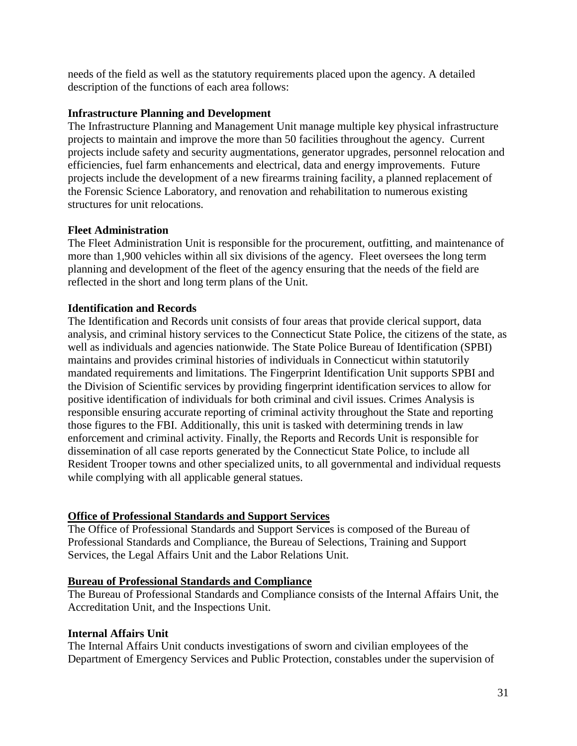needs of the field as well as the statutory requirements placed upon the agency. A detailed description of the functions of each area follows:

**Infrastructure Planning and Development**

The Infrastructure Planning and Management Unit manage multiple key physical infrastructure projects to maintain and improve the more than 50 facilities throughout the agency. Current projects include safety and security augmentations, generator upgrades, personnel relocation and efficiencies, fuel farm enhancements and electrical, data and energy improvements. Future projects include the development of a new firearms training facility, a planned replacement of the Forensic Science Laboratory, and renovation and rehabilitation to numerous existing structures for unit relocations.

**Fleet Administration**

The Fleet Administration Unit is responsible for the procurement, outfitting, and maintenance of more than 1,900 vehicles within all six divisions of the agency. Fleet oversees the long term planning and development of the fleet of the agency ensuring that the needs of the field are reflected in the short and long term plans of the Unit.

**Identification and Records**

The Identification and Records unit consists of four areas that provide clerical support, data analysis, and criminal history services to the Connecticut State Police, the citizens of the state, as well as individuals and agencies nationwide. The State Police Bureau of Identification (SPBI) maintains and provides criminal histories of individuals in Connecticut within statutorily mandated requirements and limitations. The Fingerprint Identification Unit supports SPBI and the Division of Scientific services by providing fingerprint identification services to allow for positive identification of individuals for both criminal and civil issues. Crimes Analysis is responsible ensuring accurate reporting of criminal activity throughout the State and reporting those figures to the FBI. Additionally, this unit is tasked with determining trends in law enforcement and criminal activity. Finally, the Reports and Records Unit is responsible for dissemination of all case reports generated by the Connecticut State Police, to include all Resident Trooper towns and other specialized units, to all governmental and individual requests while complying with all applicable general statues.

**Office of Professional Standards and Support Services**

The Office of Professional Standards and Support Services is composed of the Bureau of Professional Standards and Compliance, the Bureau of Selections, Training and Support Services, the Legal Affairs Unit and the Labor Relations Unit.

**Bureau of Professional Standards and Compliance**

The Bureau of Professional Standards and Compliance consists of the Internal Affairs Unit, the Accreditation Unit, and the Inspections Unit.

**Internal Affairs Unit**

The Internal Affairs Unit conducts investigations of sworn and civilian employees of the Department of Emergency Services and Public Protection, constables under the supervision of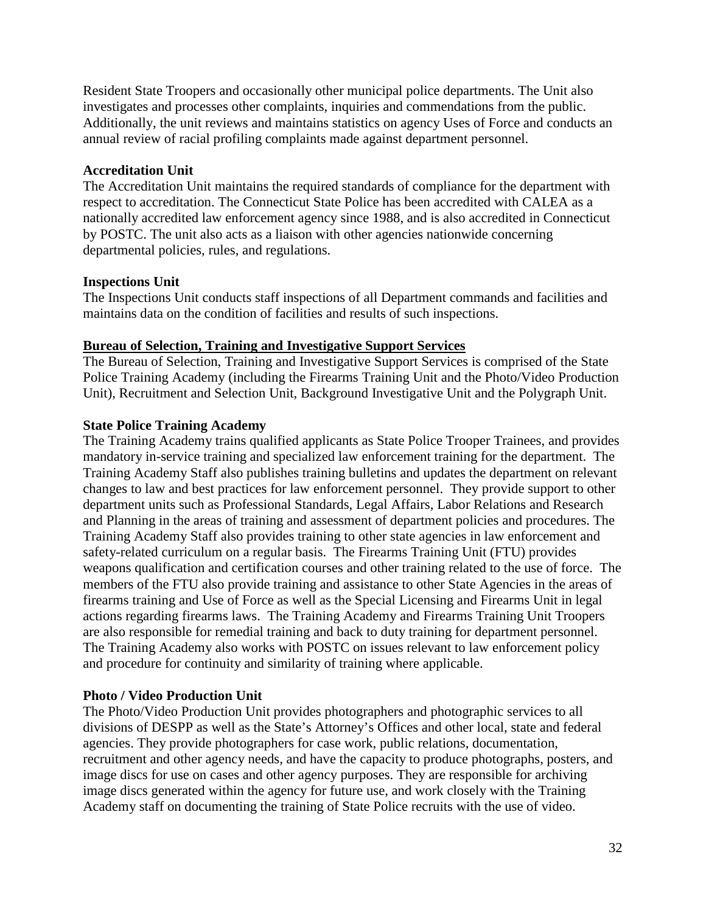Resident State Troopers and occasionally other municipal police departments. The Unit also investigates and processes other complaints, inquiries and commendations from the public. Additionally, the unit reviews and maintains statistics on agency Uses of Force and conducts an annual review of racial profiling complaints made against department personnel.

**Accreditation Unit**

The Accreditation Unit maintains the required standards of compliance for the department with respect to accreditation. The Connecticut State Police has been accredited with CALEA as a nationally accredited law enforcement agency since 1988, and is also accredited in Connecticut by POSTC. The unit also acts as a liaison with other agencies nationwide concerning departmental policies, rules, and regulations.

**Inspections Unit**

The Inspections Unit conducts staff inspections of all Department commands and facilities and maintains data on the condition of facilities and results of such inspections.

## Bureau of Selection, Training and Investigative Support Services

The Bureau of Selection, Training and Investigative Support Services is comprised of the State Police Training Academy (including the Firearms Training Unit and the Photo/Video Production Unit), Recruitment and Selection Unit, Background Investigative Unit and the Polygraph Unit.

**State Police Training Academy**

The Training Academy trains qualified applicants as State Police Trooper Trainees, and provides mandatory in-service training and specialized law enforcement training for the department. The Training Academy Staff also publishes training bulletins and updates the department on relevant changes to law and best practices for law enforcement personnel. They provide support to other department units such as Professional Standards, Legal Affairs, Labor Relations and Research and Planning in the areas of training and assessment of department policies and procedures. The Training Academy Staff also provides training to other state agencies in law enforcement and safety-related curriculum on a regular basis. The Firearms Training Unit (FTU) provides weapons qualification and certification courses and other training related to the use of force. The members of the FTU also provide training and assistance to other State Agencies in the areas of firearms training and Use of Force as well as the Special Licensing and Firearms Unit in legal actions regarding firearms laws. The Training Academy and Firearms Training Unit Troopers are also responsible for remedial training and back to duty training for department personnel. The Training Academy also works with POSTC on issues relevant to law enforcement policy and procedure for continuity and similarity of training where applicable.

**Photo / Video Production Unit**

The Photo/Video Production Unit provides photographers and photographic services to all divisions of DESPP as well as the State's Attorney's Offices and other local, state and federal agencies. They provide photographers for case work, public relations, documentation, recruitment and other agency needs, and have the capacity to produce photographs, posters, and image discs for use on cases and other agency purposes. They are responsible for archiving image discs generated within the agency for future use, and work closely with the Training Academy staff on documenting the training of State Police recruits with the use of video.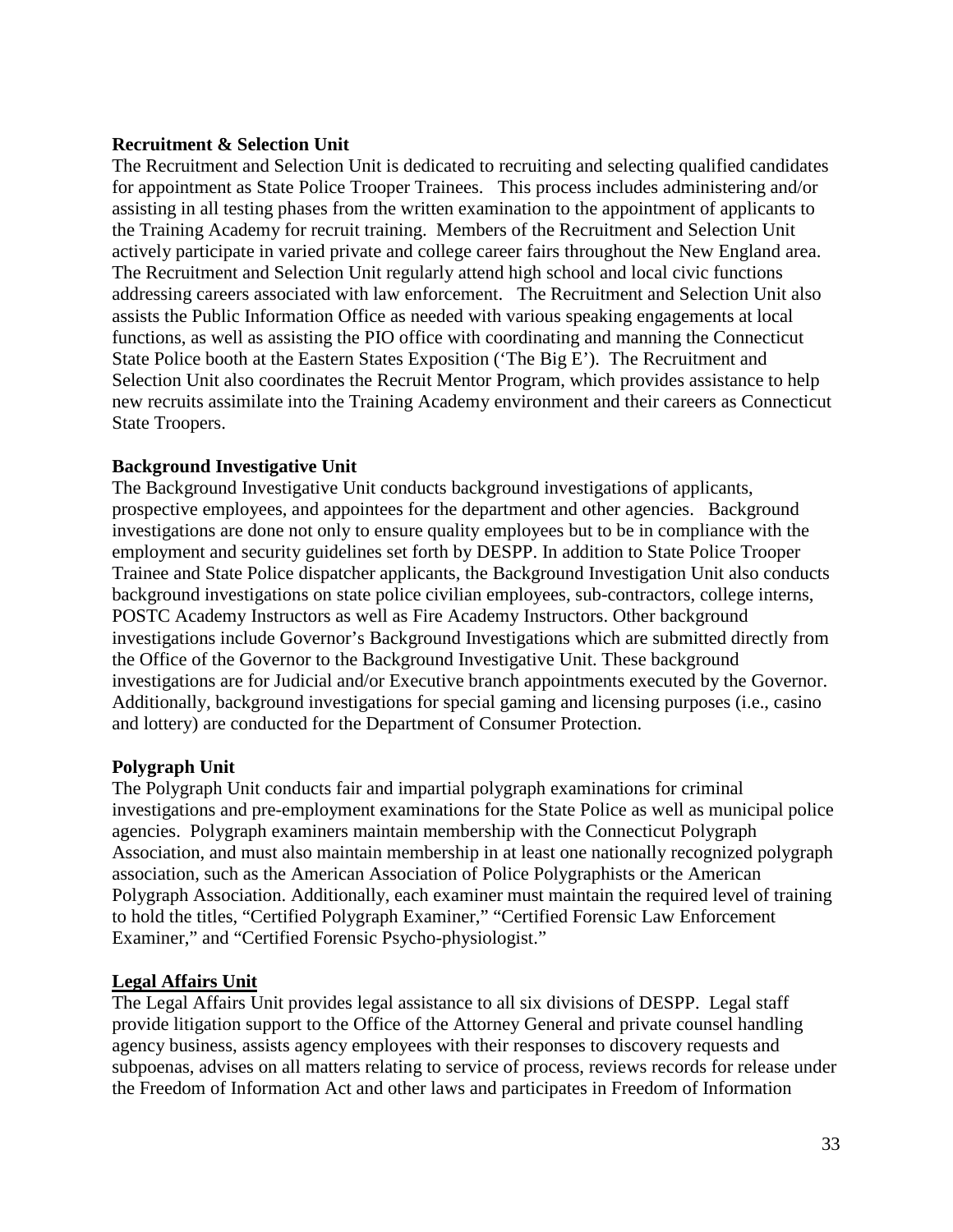**Recruitment & Selection Unit**

The Recruitment and Selection Unit is dedicated to recruiting and selecting qualified candidates for appointment as State Police Trooper Trainees. This process includes administering and/or assisting in all testing phases from the written examination to the appointment of applicants to the Training Academy for recruit training. Members of the Recruitment and Selection Unit actively participate in varied private and college career fairs throughout the New England area. The Recruitment and Selection Unit regularly attend high school and local civic functions addressing careers associated with law enforcement. The Recruitment and Selection Unit also assists the Public Information Office as needed with various speaking engagements at local functions, as well as assisting the PIO office with coordinating and manning the Connecticut State Police booth at the Eastern States Exposition ('The Big E'). The Recruitment and Selection Unit also coordinates the Recruit Mentor Program, which provides assistance to help new recruits assimilate into the Training Academy environment and their careers as Connecticut State Troopers.

**Background Investigative Unit**

The Background Investigative Unit conducts background investigations of applicants, prospective employees, and appointees for the department and other agencies. Background investigations are done not only to ensure quality employees but to be in compliance with the employment and security guidelines set forth by DESPP. In addition to State Police Trooper Trainee and State Police dispatcher applicants, the Background Investigation Unit also conducts background investigations on state police civilian employees, sub-contractors, college interns, POSTC Academy Instructors as well as Fire Academy Instructors. Other background investigations include Governor's Background Investigations which are submitted directly from the Office of the Governor to the Background Investigative Unit. These background investigations are for Judicial and/or Executive branch appointments executed by the Governor. Additionally, background investigations for special gaming and licensing purposes (i.e., casino and lottery) are conducted for the Department of Consumer Protection.

**Polygraph Unit**

The Polygraph Unit conducts fair and impartial polygraph examinations for criminal investigations and pre-employment examinations for the State Police as well as municipal police agencies. Polygraph examiners maintain membership with the Connecticut Polygraph Association, and must also maintain membership in at least one nationally recognized polygraph association, such as the American Association of Police Polygraphists or the American Polygraph Association. Additionally, each examiner must maintain the required level of training to hold the titles, "Certified Polygraph Examiner," "Certified Forensic Law Enforcement Examiner," and "Certified Forensic Psycho-physiologist."

**Legal Affairs Unit**

The Legal Affairs Unit provides legal assistance to all six divisions of DESPP. Legal staff provide litigation support to the Office of the Attorney General and private counsel handling agency business, assists agency employees with their responses to discovery requests and subpoenas, advises on all matters relating to service of process, reviews records for release under the Freedom of Information Act and other laws and participates in Freedom of Information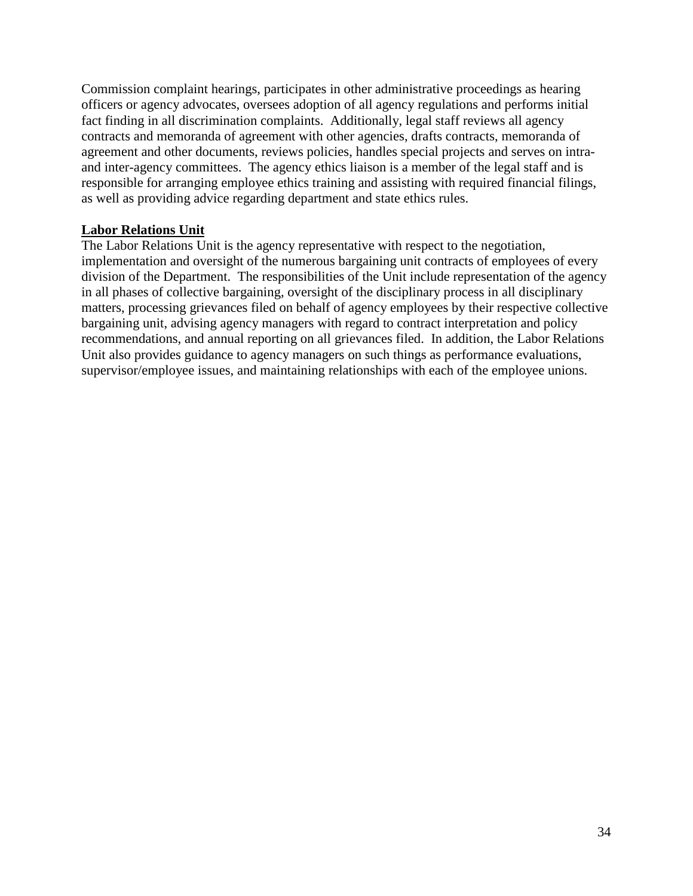Commission complaint hearings, participates in other administrative proceedings as hearing officers or agency advocates, oversees adoption of all agency regulations and performs initial fact finding in all discrimination complaints. Additionally, legal staff reviews all agency contracts and memoranda of agreement with other agencies, drafts contracts, memoranda of agreement and other documents, reviews policies, handles special projects and serves on intra- and inter-agency committees. The agency ethics liaison is a member of the legal staff and is responsible for arranging employee ethics training and assisting with required financial filings, as well as providing advice regarding department and state ethics rules.

**Labor Relations Unit**

The Labor Relations Unit is the agency representative with respect to the negotiation, implementation and oversight of the numerous bargaining unit contracts of employees of every division of the Department. The responsibilities of the Unit include representation of the agency in all phases of collective bargaining, oversight of the disciplinary process in all disciplinary matters, processing grievances filed on behalf of agency employees by their respective collective bargaining unit, advising agency managers with regard to contract interpretation and policy recommendations, and annual reporting on all grievances filed. In addition, the Labor Relations Unit also provides guidance to agency managers on such things as performance evaluations, supervisor/employee issues, and maintaining relationships with each of the employee unions.